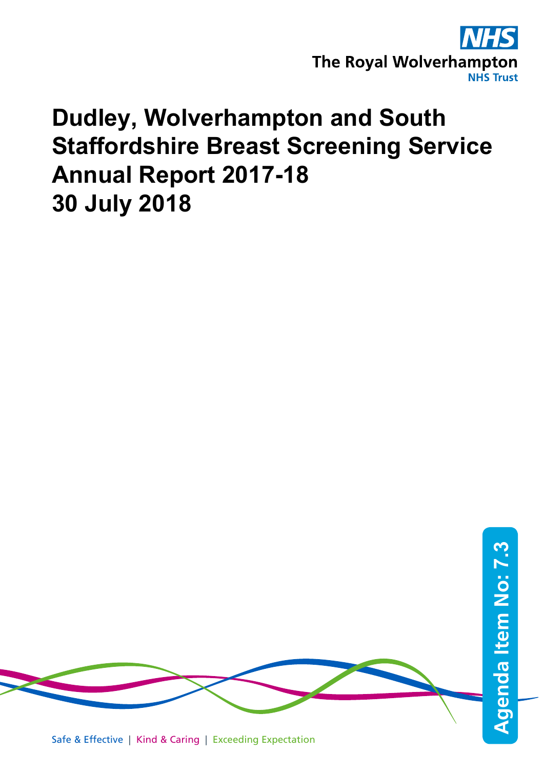The Royal Wolverhampton NHS Trust

# Dudley, Wolverhampton and South Staffordshire Breast Screening Service Annual Report 2017-18 30 July 2018

Agenda Item No: 7.3

Safe & Effective | Kind & Caring | Exceeding Expectation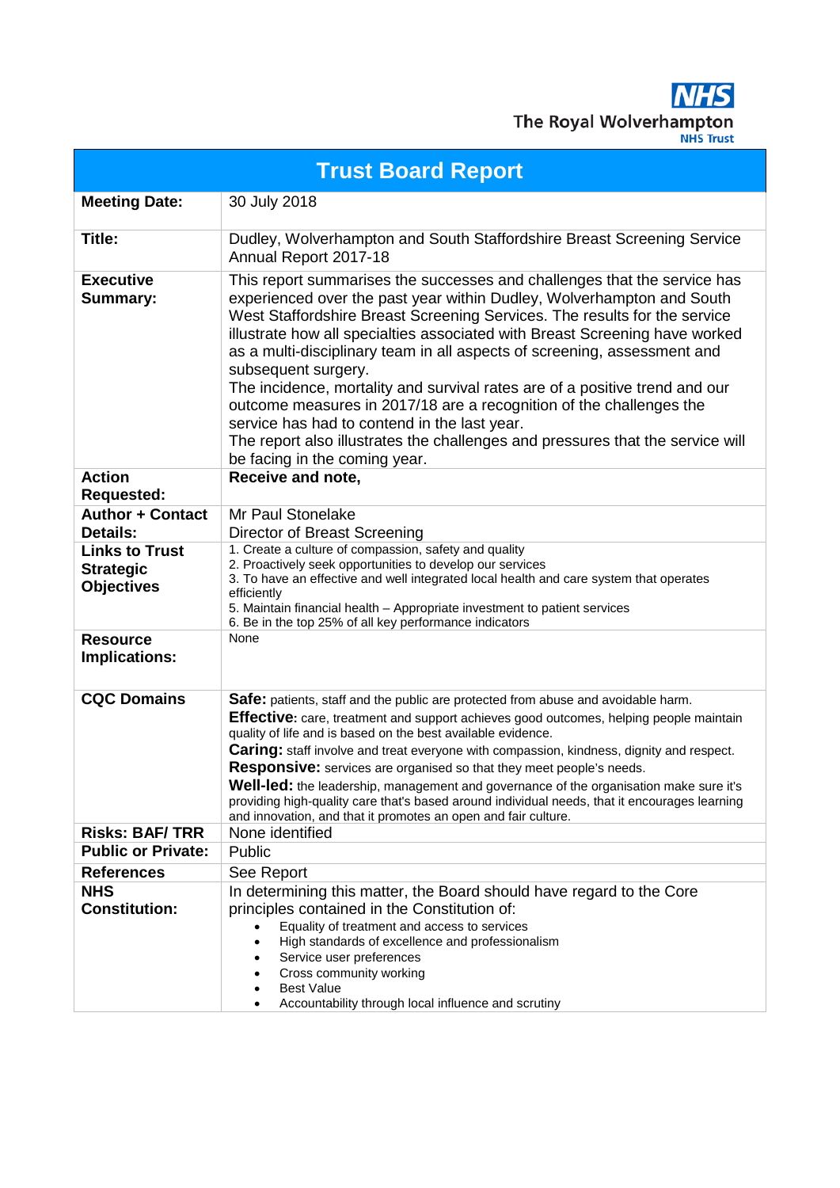The Royal Wolverhampton NHS Trust

# Trust Board Report

| | |
|---|---|
| **Meeting Date:** | 30 July 2018 |
| **Title:** | Dudley, Wolverhampton and South Staffordshire Breast Screening Service Annual Report 2017-18 |
| **Executive Summary:** | This report summarises the successes and challenges that the service has experienced over the past year within Dudley, Wolverhampton and South West Staffordshire Breast Screening Services. The results for the service illustrate how all specialties associated with Breast Screening have worked as a multi-disciplinary team in all aspects of screening, assessment and subsequent surgery.<br>The incidence, mortality and survival rates are of a positive trend and our outcome measures in 2017/18 are a recognition of the challenges the service has had to contend in the last year.<br>The report also illustrates the challenges and pressures that the service will be facing in the coming year. |
| **Action Requested:** | **Receive and note,** |
| **Author + Contact Details:** | Mr Paul Stonelake<br>Director of Breast Screening |
| **Links to Trust Strategic Objectives** | 1. Create a culture of compassion, safety and quality<br>2. Proactively seek opportunities to develop our services<br>3. To have an effective and well integrated local health and care system that operates efficiently<br>5. Maintain financial health – Appropriate investment to patient services<br>6. Be in the top 25% of all key performance indicators |
| **Resource Implications:** | None |
| **CQC Domains** | **Safe:** patients, staff and the public are protected from abuse and avoidable harm.<br>**Effective:** care, treatment and support achieves good outcomes, helping people maintain quality of life and is based on the best available evidence.<br>**Caring:** staff involve and treat everyone with compassion, kindness, dignity and respect.<br>**Responsive:** services are organised so that they meet people's needs.<br>**Well-led:** the leadership, management and governance of the organisation make sure it's providing high-quality care that's based around individual needs, that it encourages learning and innovation, and that it promotes an open and fair culture. |
| **Risks: BAF/ TRR** | None identified |
| **Public or Private:** | Public |
| **References** | See Report |
| **NHS Constitution:** | In determining this matter, the Board should have regard to the Core principles contained in the Constitution of:<br>• Equality of treatment and access to services<br>• High standards of excellence and professionalism<br>• Service user preferences<br>• Cross community working<br>• Best Value<br>• Accountability through local influence and scrutiny |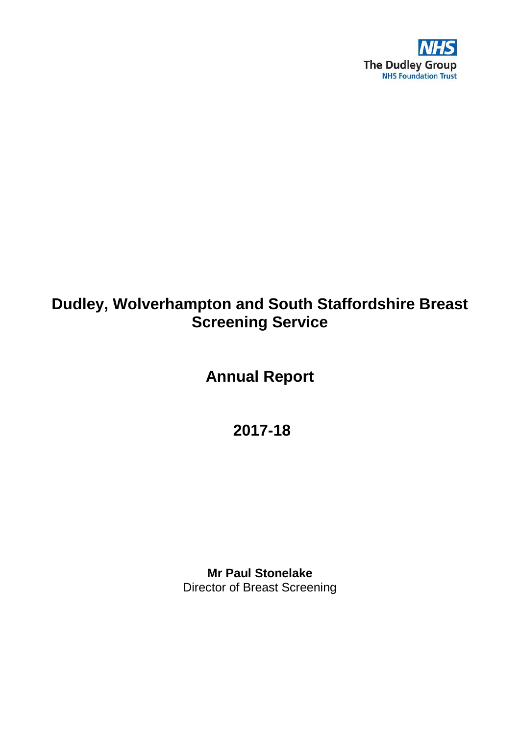The Dudley Group
NHS Foundation Trust

# Dudley, Wolverhampton and South Staffordshire Breast Screening Service

## Annual Report

## 2017-18

**Mr Paul Stonelake**
Director of Breast Screening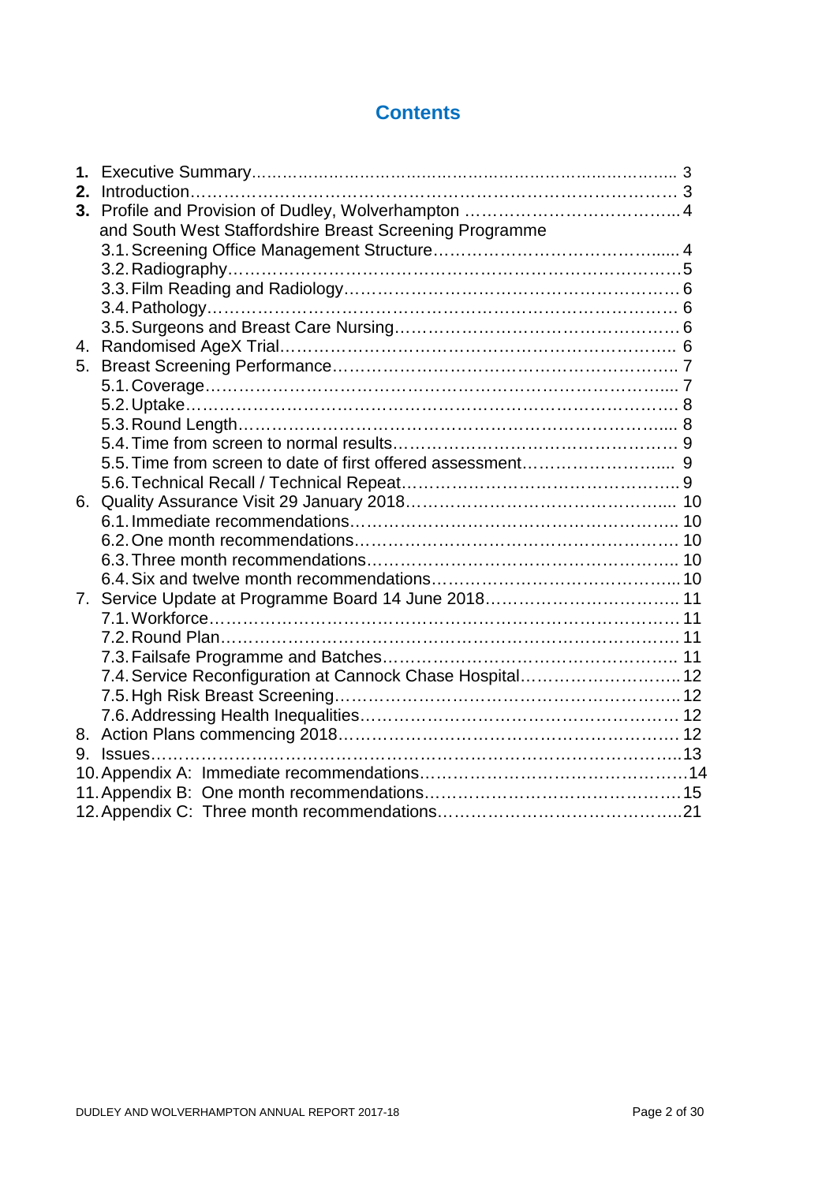## Contents

1. **Executive Summary** …… 3
2. **Introduction** …… 3
3. **Profile and Provision of Dudley, Wolverhampton and South West Staffordshire Breast Screening Programme** …… 4
   - 3.1. Screening Office Management Structure …… 4
   - 3.2. Radiography …… 5
   - 3.3. Film Reading and Radiology …… 6
   - 3.4. Pathology …… 6
   - 3.5. Surgeons and Breast Care Nursing …… 6
4. Randomised AgeX Trial …… 6
5. Breast Screening Performance …… 7
   - 5.1. Coverage …… 7
   - 5.2. Uptake …… 8
   - 5.3. Round Length …… 8
   - 5.4. Time from screen to normal results …… 9
   - 5.5. Time from screen to date of first offered assessment …… 9
   - 5.6. Technical Recall / Technical Repeat …… 9
6. Quality Assurance Visit 29 January 2018 …… 10
   - 6.1. Immediate recommendations …… 10
   - 6.2. One month recommendations …… 10
   - 6.3. Three month recommendations …… 10
   - 6.4. Six and twelve month recommendations …… 10
7. Service Update at Programme Board 14 June 2018 …… 11
   - 7.1. Workforce …… 11
   - 7.2. Round Plan …… 11
   - 7.3. Failsafe Programme and Batches …… 11
   - 7.4. Service Reconfiguration at Cannock Chase Hospital …… 12
   - 7.5. Hgh Risk Breast Screening …… 12
   - 7.6. Addressing Health Inequalities …… 12
8. Action Plans commencing 2018 …… 12
9. Issues …… 13
10. Appendix A: Immediate recommendations …… 14
11. Appendix B: One month recommendations …… 15
12. Appendix C: Three month recommendations …… 21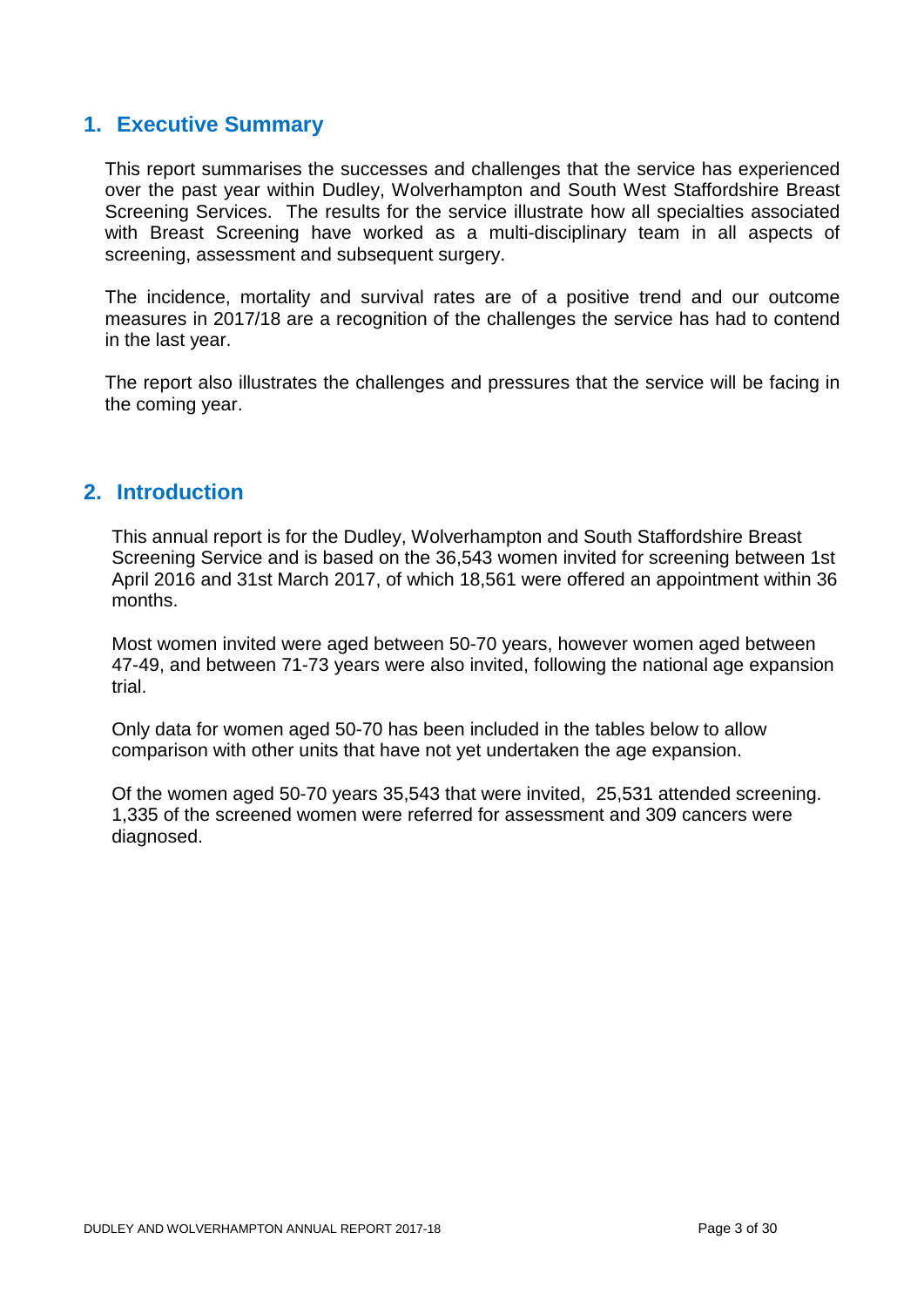## 1. Executive Summary

This report summarises the successes and challenges that the service has experienced over the past year within Dudley, Wolverhampton and South West Staffordshire Breast Screening Services. The results for the service illustrate how all specialties associated with Breast Screening have worked as a multi-disciplinary team in all aspects of screening, assessment and subsequent surgery.

The incidence, mortality and survival rates are of a positive trend and our outcome measures in 2017/18 are a recognition of the challenges the service has had to contend in the last year.

The report also illustrates the challenges and pressures that the service will be facing in the coming year.

## 2. Introduction

This annual report is for the Dudley, Wolverhampton and South Staffordshire Breast Screening Service and is based on the 36,543 women invited for screening between 1st April 2016 and 31st March 2017, of which 18,561 were offered an appointment within 36 months.

Most women invited were aged between 50-70 years, however women aged between 47-49, and between 71-73 years were also invited, following the national age expansion trial.

Only data for women aged 50-70 has been included in the tables below to allow comparison with other units that have not yet undertaken the age expansion.

Of the women aged 50-70 years 35,543 that were invited, 25,531 attended screening. 1,335 of the screened women were referred for assessment and 309 cancers were diagnosed.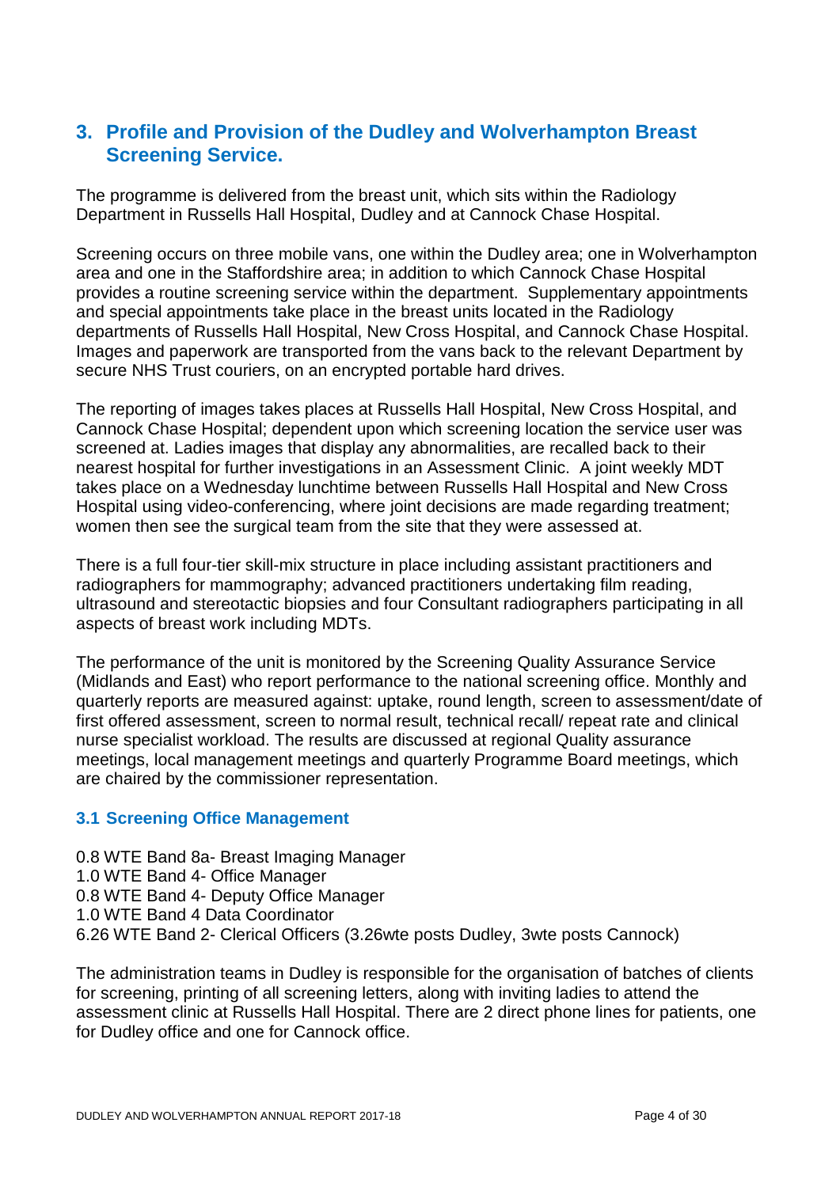## 3. Profile and Provision of the Dudley and Wolverhampton Breast Screening Service.

The programme is delivered from the breast unit, which sits within the Radiology Department in Russells Hall Hospital, Dudley and at Cannock Chase Hospital.

Screening occurs on three mobile vans, one within the Dudley area; one in Wolverhampton area and one in the Staffordshire area; in addition to which Cannock Chase Hospital provides a routine screening service within the department. Supplementary appointments and special appointments take place in the breast units located in the Radiology departments of Russells Hall Hospital, New Cross Hospital, and Cannock Chase Hospital. Images and paperwork are transported from the vans back to the relevant Department by secure NHS Trust couriers, on an encrypted portable hard drives.

The reporting of images takes places at Russells Hall Hospital, New Cross Hospital, and Cannock Chase Hospital; dependent upon which screening location the service user was screened at. Ladies images that display any abnormalities, are recalled back to their nearest hospital for further investigations in an Assessment Clinic. A joint weekly MDT takes place on a Wednesday lunchtime between Russells Hall Hospital and New Cross Hospital using video-conferencing, where joint decisions are made regarding treatment; women then see the surgical team from the site that they were assessed at.

There is a full four-tier skill-mix structure in place including assistant practitioners and radiographers for mammography; advanced practitioners undertaking film reading, ultrasound and stereotactic biopsies and four Consultant radiographers participating in all aspects of breast work including MDTs.

The performance of the unit is monitored by the Screening Quality Assurance Service (Midlands and East) who report performance to the national screening office. Monthly and quarterly reports are measured against: uptake, round length, screen to assessment/date of first offered assessment, screen to normal result, technical recall/ repeat rate and clinical nurse specialist workload. The results are discussed at regional Quality assurance meetings, local management meetings and quarterly Programme Board meetings, which are chaired by the commissioner representation.

### 3.1 Screening Office Management

0.8 WTE Band 8a- Breast Imaging Manager
1.0 WTE Band 4- Office Manager
0.8 WTE Band 4- Deputy Office Manager
1.0 WTE Band 4 Data Coordinator
6.26 WTE Band 2- Clerical Officers (3.26wte posts Dudley, 3wte posts Cannock)

The administration teams in Dudley is responsible for the organisation of batches of clients for screening, printing of all screening letters, along with inviting ladies to attend the assessment clinic at Russells Hall Hospital. There are 2 direct phone lines for patients, one for Dudley office and one for Cannock office.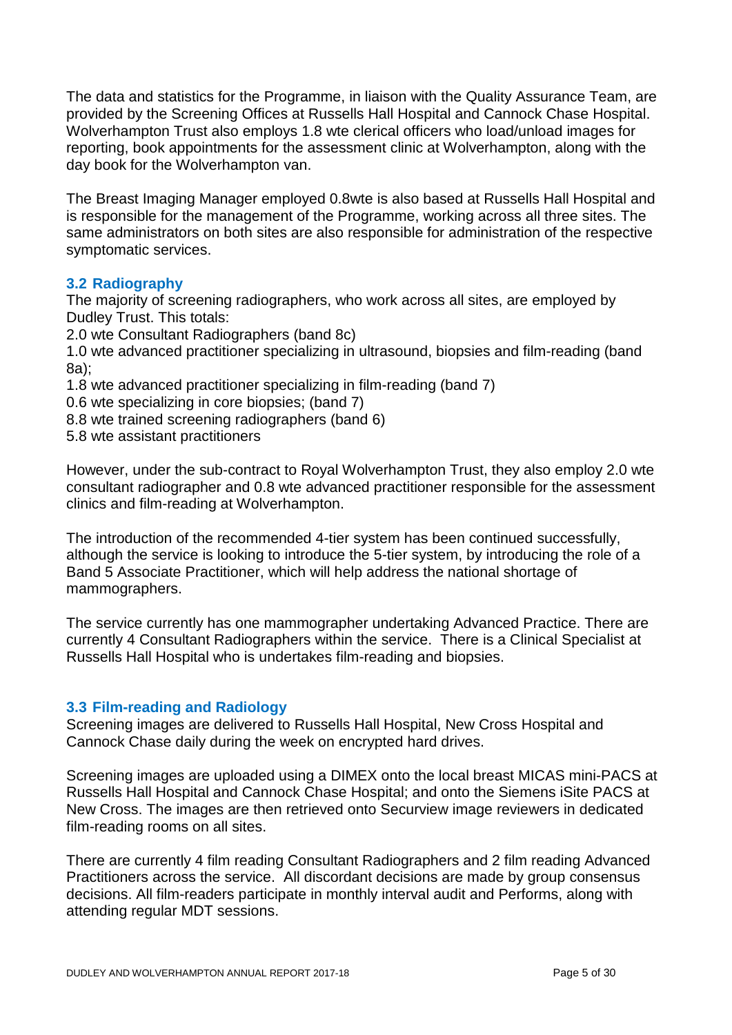The data and statistics for the Programme, in liaison with the Quality Assurance Team, are provided by the Screening Offices at Russells Hall Hospital and Cannock Chase Hospital. Wolverhampton Trust also employs 1.8 wte clerical officers who load/unload images for reporting, book appointments for the assessment clinic at Wolverhampton, along with the day book for the Wolverhampton van.

The Breast Imaging Manager employed 0.8wte is also based at Russells Hall Hospital and is responsible for the management of the Programme, working across all three sites. The same administrators on both sites are also responsible for administration of the respective symptomatic services.

### 3.2 Radiography

The majority of screening radiographers, who work across all sites, are employed by Dudley Trust. This totals:

2.0 wte Consultant Radiographers (band 8c)
1.0 wte advanced practitioner specializing in ultrasound, biopsies and film-reading (band 8a);
1.8 wte advanced practitioner specializing in film-reading (band 7)
0.6 wte specializing in core biopsies; (band 7)
8.8 wte trained screening radiographers (band 6)
5.8 wte assistant practitioners

However, under the sub-contract to Royal Wolverhampton Trust, they also employ 2.0 wte consultant radiographer and 0.8 wte advanced practitioner responsible for the assessment clinics and film-reading at Wolverhampton.

The introduction of the recommended 4-tier system has been continued successfully, although the service is looking to introduce the 5-tier system, by introducing the role of a Band 5 Associate Practitioner, which will help address the national shortage of mammographers.

The service currently has one mammographer undertaking Advanced Practice. There are currently 4 Consultant Radiographers within the service. There is a Clinical Specialist at Russells Hall Hospital who is undertakes film-reading and biopsies.

### 3.3 Film-reading and Radiology

Screening images are delivered to Russells Hall Hospital, New Cross Hospital and Cannock Chase daily during the week on encrypted hard drives.

Screening images are uploaded using a DIMEX onto the local breast MICAS mini-PACS at Russells Hall Hospital and Cannock Chase Hospital; and onto the Siemens iSite PACS at New Cross. The images are then retrieved onto Securview image reviewers in dedicated film-reading rooms on all sites.

There are currently 4 film reading Consultant Radiographers and 2 film reading Advanced Practitioners across the service. All discordant decisions are made by group consensus decisions. All film-readers participate in monthly interval audit and Performs, along with attending regular MDT sessions.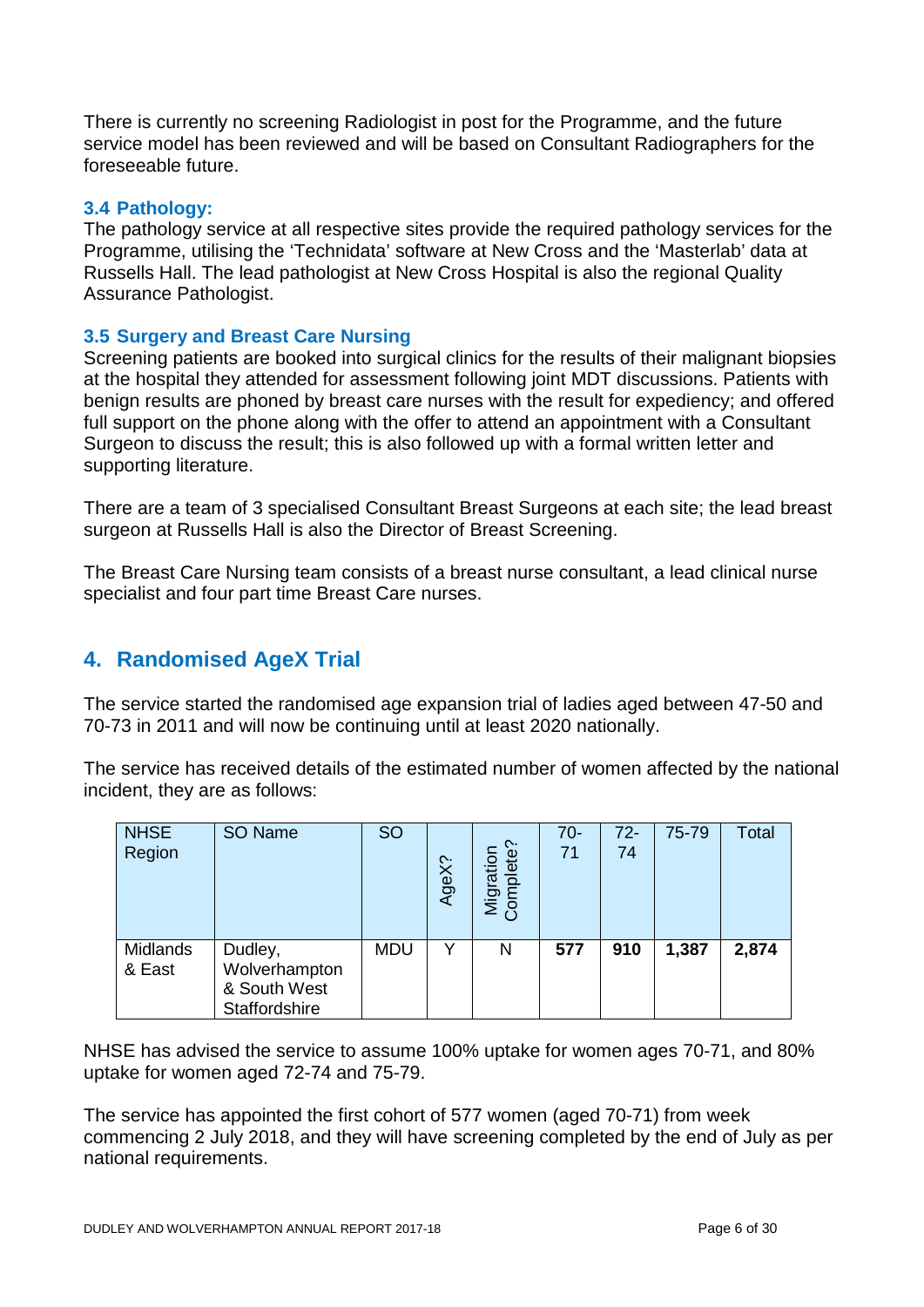There is currently no screening Radiologist in post for the Programme, and the future service model has been reviewed and will be based on Consultant Radiographers for the foreseeable future.

### 3.4 Pathology:

The pathology service at all respective sites provide the required pathology services for the Programme, utilising the 'Technidata' software at New Cross and the 'Masterlab' data at Russells Hall. The lead pathologist at New Cross Hospital is also the regional Quality Assurance Pathologist.

### 3.5 Surgery and Breast Care Nursing

Screening patients are booked into surgical clinics for the results of their malignant biopsies at the hospital they attended for assessment following joint MDT discussions. Patients with benign results are phoned by breast care nurses with the result for expediency; and offered full support on the phone along with the offer to attend an appointment with a Consultant Surgeon to discuss the result; this is also followed up with a formal written letter and supporting literature.

There are a team of 3 specialised Consultant Breast Surgeons at each site; the lead breast surgeon at Russells Hall is also the Director of Breast Screening.

The Breast Care Nursing team consists of a breast nurse consultant, a lead clinical nurse specialist and four part time Breast Care nurses.

## 4. Randomised AgeX Trial

The service started the randomised age expansion trial of ladies aged between 47-50 and 70-73 in 2011 and will now be continuing until at least 2020 nationally.

The service has received details of the estimated number of women affected by the national incident, they are as follows:

| NHSE Region | SO Name | SO | AgeX? | Migration Complete? | 70-71 | 72-74 | 75-79 | Total |
|---|---|---|---|---|---|---|---|---|
| Midlands & East | Dudley, Wolverhampton & South West Staffordshire | MDU | Y | N | **577** | **910** | **1,387** | **2,874** |

NHSE has advised the service to assume 100% uptake for women ages 70-71, and 80% uptake for women aged 72-74 and 75-79.

The service has appointed the first cohort of 577 women (aged 70-71) from week commencing 2 July 2018, and they will have screening completed by the end of July as per national requirements.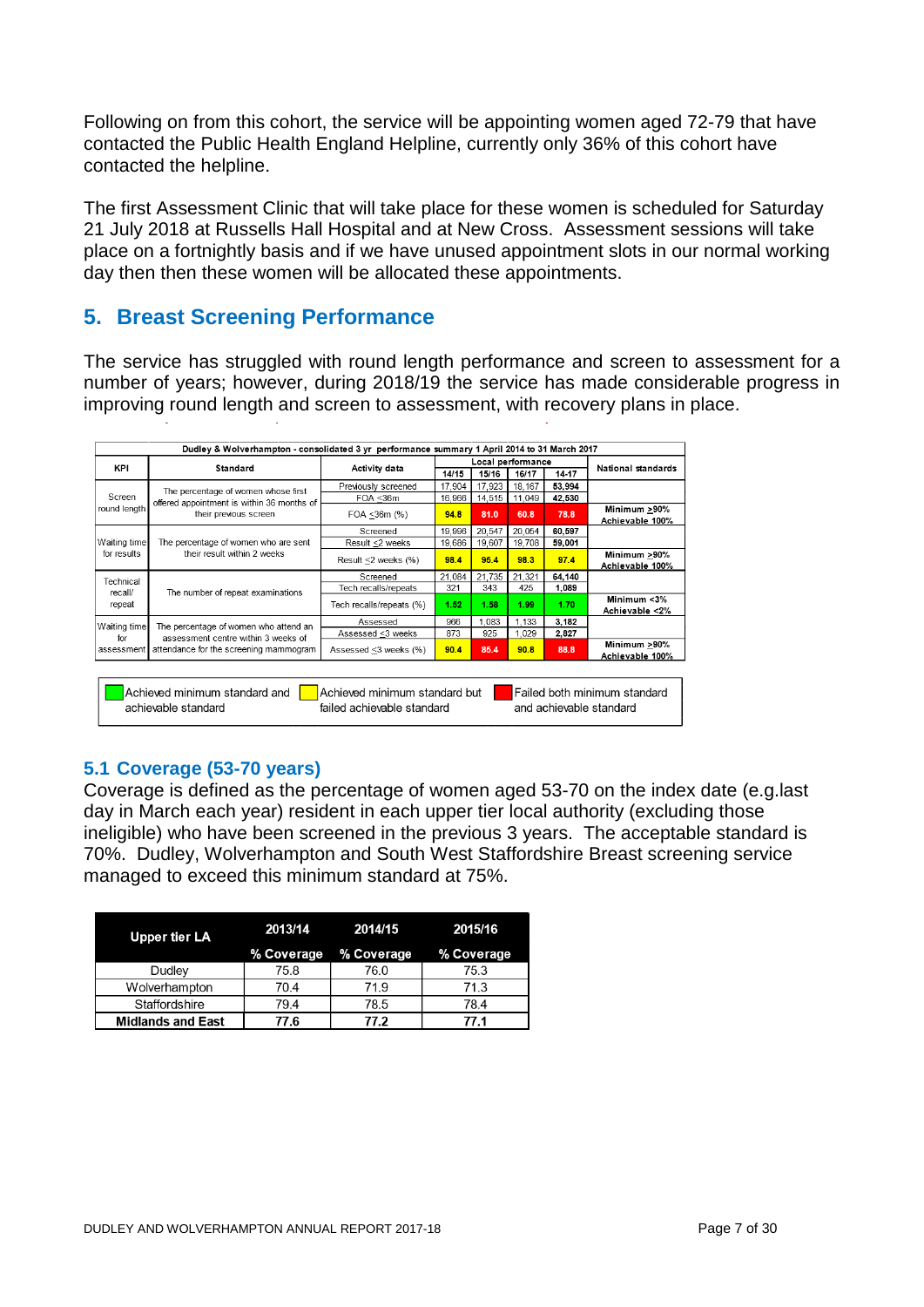Following on from this cohort, the service will be appointing women aged 72-79 that have contacted the Public Health England Helpline, currently only 36% of this cohort have contacted the helpline.

The first Assessment Clinic that will take place for these women is scheduled for Saturday 21 July 2018 at Russells Hall Hospital and at New Cross. Assessment sessions will take place on a fortnightly basis and if we have unused appointment slots in our normal working day then then these women will be allocated these appointments.

## 5. Breast Screening Performance

The service has struggled with round length performance and screen to assessment for a number of years; however, during 2018/19 the service has made considerable progress in improving round length and screen to assessment, with recovery plans in place.

**Dudley & Wolverhampton - consolidated 3 yr performance summary 1 April 2014 to 31 March 2017**

| KPI | Standard | Activity data | Local performance | | | | National standards |
|---|---|---|---|---|---|---|---|
| | | | 14/15 | 15/16 | 16/17 | 14-17 | |
| Screen round length | The percentage of women whose first offered appointment is within 36 months of their previous screen | Previously screened | 17,904 | 17,923 | 18,167 | 53,994 | |
| | | FOA ≤36m | 16,966 | 14,515 | 11,049 | 42,530 | |
| | | FOA ≤36m (%) | 94.8 | 81.0 | 60.8 | 78.8 | Minimum ≥90% Achievable 100% |
| Waiting time for results | The percentage of women who are sent their result within 2 weeks | Screened | 19,996 | 20,547 | 20,054 | 60,597 | |
| | | Result ≤2 weeks | 19,686 | 19,607 | 19,708 | 59,001 | |
| | | Result ≤2 weeks (%) | 98.4 | 95.4 | 98.3 | 97.4 | Minimum ≥90% Achievable 100% |
| Technical recall/ repeat | The number of repeat examinations | Screened | 21,084 | 21,735 | 21,321 | 64,140 | |
| | | Tech recalls/repeats | 321 | 343 | 425 | 1,089 | |
| | | Tech recalls/repeats (%) | 1.52 | 1.58 | 1.99 | 1.70 | Minimum <3% Achievable <2% |
| Waiting time for assessment | The percentage of women who attend an assessment centre within 3 weeks of attendance for the screening mammogram | Assessed | 966 | 1,083 | 1,133 | 3,182 | |
| | | Assessed ≤3 weeks | 873 | 925 | 1,029 | 2,827 | |
| | | Assessed ≤3 weeks (%) | 90.4 | 85.4 | 90.8 | 88.8 | Minimum ≥90% Achievable 100% |

Key: Green – Achieved minimum standard and achievable standard; Yellow – Achieved minimum standard but failed achievable standard; Red – Failed both minimum standard and achievable standard

### 5.1 Coverage (53-70 years)

Coverage is defined as the percentage of women aged 53-70 on the index date (e.g.last day in March each year) resident in each upper tier local authority (excluding those ineligible) who have been screened in the previous 3 years. The acceptable standard is 70%. Dudley, Wolverhampton and South West Staffordshire Breast screening service managed to exceed this minimum standard at 75%.

| Upper tier LA | 2013/14 | 2014/15 | 2015/16 |
|---|---|---|---|
| | % Coverage | % Coverage | % Coverage |
| Dudley | 75.8 | 76.0 | 75.3 |
| Wolverhampton | 70.4 | 71.9 | 71.3 |
| Staffordshire | 79.4 | 78.5 | 78.4 |
| **Midlands and East** | **77.6** | **77.2** | **77.1** |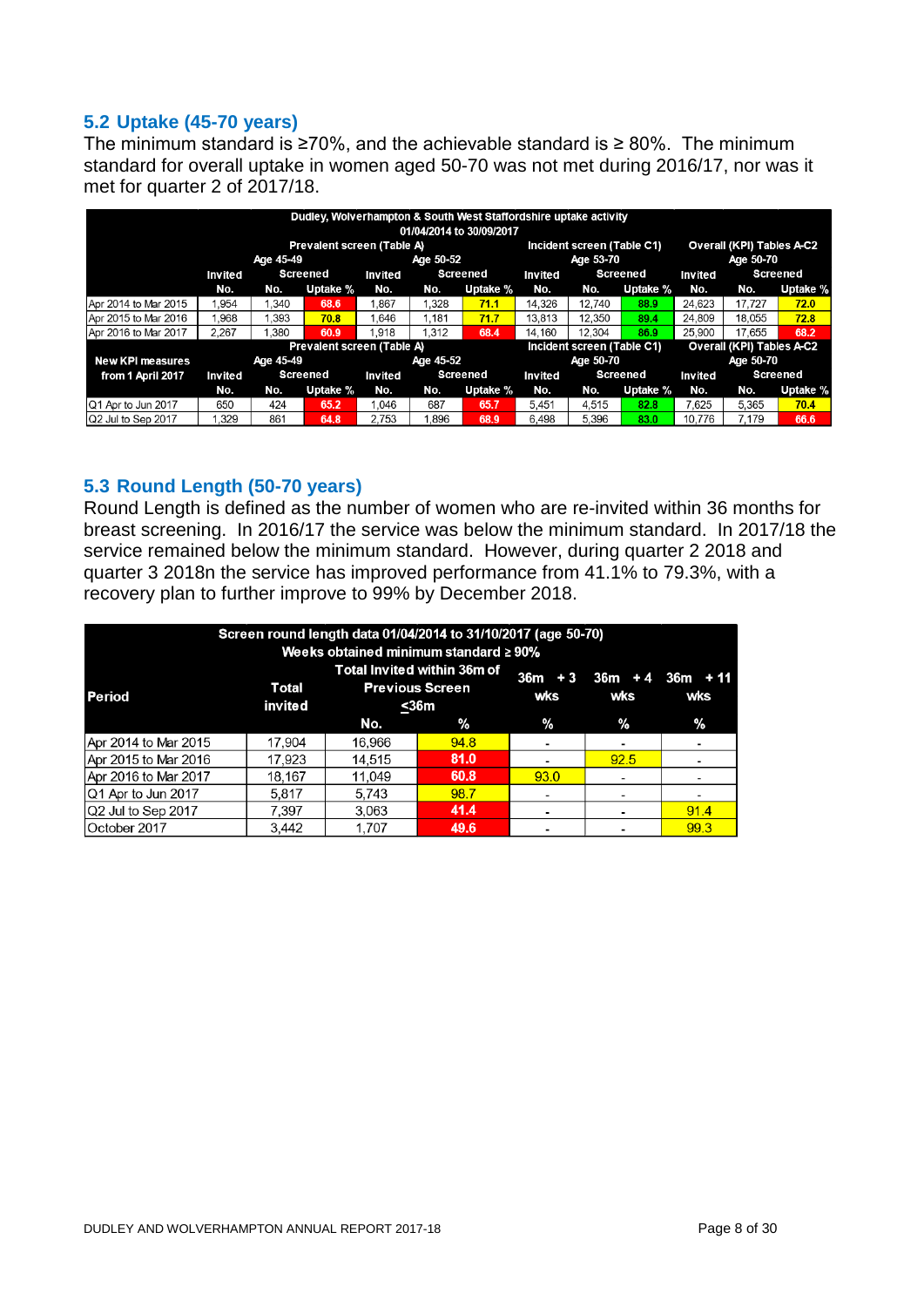## 5.2 Uptake (45-70 years)

The minimum standard is ≥70%, and the achievable standard is ≥ 80%. The minimum standard for overall uptake in women aged 50-70 was not met during 2016/17, nor was it met for quarter 2 of 2017/18.

| Dudley, Wolverhampton & South West Staffordshire uptake activity 01/04/2014 to 30/09/2017 | | | | | | | | | | | | |
|---|---|---|---|---|---|---|---|---|---|---|---|---|
| | Prevalent screen (Table A) | | | | | | Incident screen (Table C1) | | | Overall (KPI) Tables A-C2 | | |
| | Age 45-49 | | | Age 50-52 | | | Age 53-70 | | | Age 50-70 | | |
| | Invited | Screened | | Invited | Screened | | Invited | Screened | | Invited | Screened | |
| | No. | No. | Uptake % | No. | No. | Uptake % | No. | No. | Uptake % | No. | No. | Uptake % |
| Apr 2014 to Mar 2015 | 1,954 | 1,340 | 68.6 | 1,867 | 1,328 | 71.1 | 14,326 | 12,740 | 88.9 | 24,623 | 17,727 | 72.0 |
| Apr 2015 to Mar 2016 | 1,968 | 1,393 | 70.8 | 1,646 | 1,181 | 71.7 | 13,813 | 12,350 | 89.4 | 24,809 | 18,055 | 72.8 |
| Apr 2016 to Mar 2017 | 2,267 | 1,380 | 60.9 | 1,918 | 1,312 | 68.4 | 14,160 | 12,304 | 86.9 | 25,900 | 17,655 | 68.2 |
| | Prevalent screen (Table A) | | | | | | Incident screen (Table C1) | | | Overall (KPI) Tables A-C2 | | |
| New KPI measures | Age 45-49 | | | Age 45-52 | | | Age 50-70 | | | Age 50-70 | | |
| from 1 April 2017 | Invited | Screened | | Invited | Screened | | Invited | Screened | | Invited | Screened | |
| | No. | No. | Uptake % | No. | No. | Uptake % | No. | No. | Uptake % | No. | No. | Uptake % |
| Q1 Apr to Jun 2017 | 650 | 424 | 65.2 | 1,046 | 687 | 65.7 | 5,451 | 4,515 | 82.8 | 7,625 | 5,365 | 70.4 |
| Q2 Jul to Sep 2017 | 1,329 | 861 | 64.8 | 2,753 | 1,896 | 68.9 | 6,498 | 5,396 | 83.0 | 10,776 | 7,179 | 66.6 |

## 5.3 Round Length (50-70 years)

Round Length is defined as the number of women who are re-invited within 36 months for breast screening. In 2016/17 the service was below the minimum standard. In 2017/18 the service remained below the minimum standard. However, during quarter 2 2018 and quarter 3 2018n the service has improved performance from 41.1% to 79.3%, with a recovery plan to further improve to 99% by December 2018.

| Screen round length data 01/04/2014 to 31/10/2017 (age 50-70) Weeks obtained minimum standard ≥ 90% | | | | | | |
|---|---|---|---|---|---|---|
| Period | Total invited | Total Invited within 36m of Previous Screen ≤36m | | 36m + 3 wks | 36m + 4 wks | 36m + 11 wks |
| | | No. | % | % | % | % |
| Apr 2014 to Mar 2015 | 17,904 | 16,966 | 94.8 | - | - | - |
| Apr 2015 to Mar 2016 | 17,923 | 14,515 | 81.0 | - | 92.5 | - |
| Apr 2016 to Mar 2017 | 18,167 | 11,049 | 60.8 | 93.0 | - | - |
| Q1 Apr to Jun 2017 | 5,817 | 5,743 | 98.7 | - | - | - |
| Q2 Jul to Sep 2017 | 7,397 | 3,063 | 41.4 | - | - | 91.4 |
| October 2017 | 3,442 | 1,707 | 49.6 | - | - | 99.3 |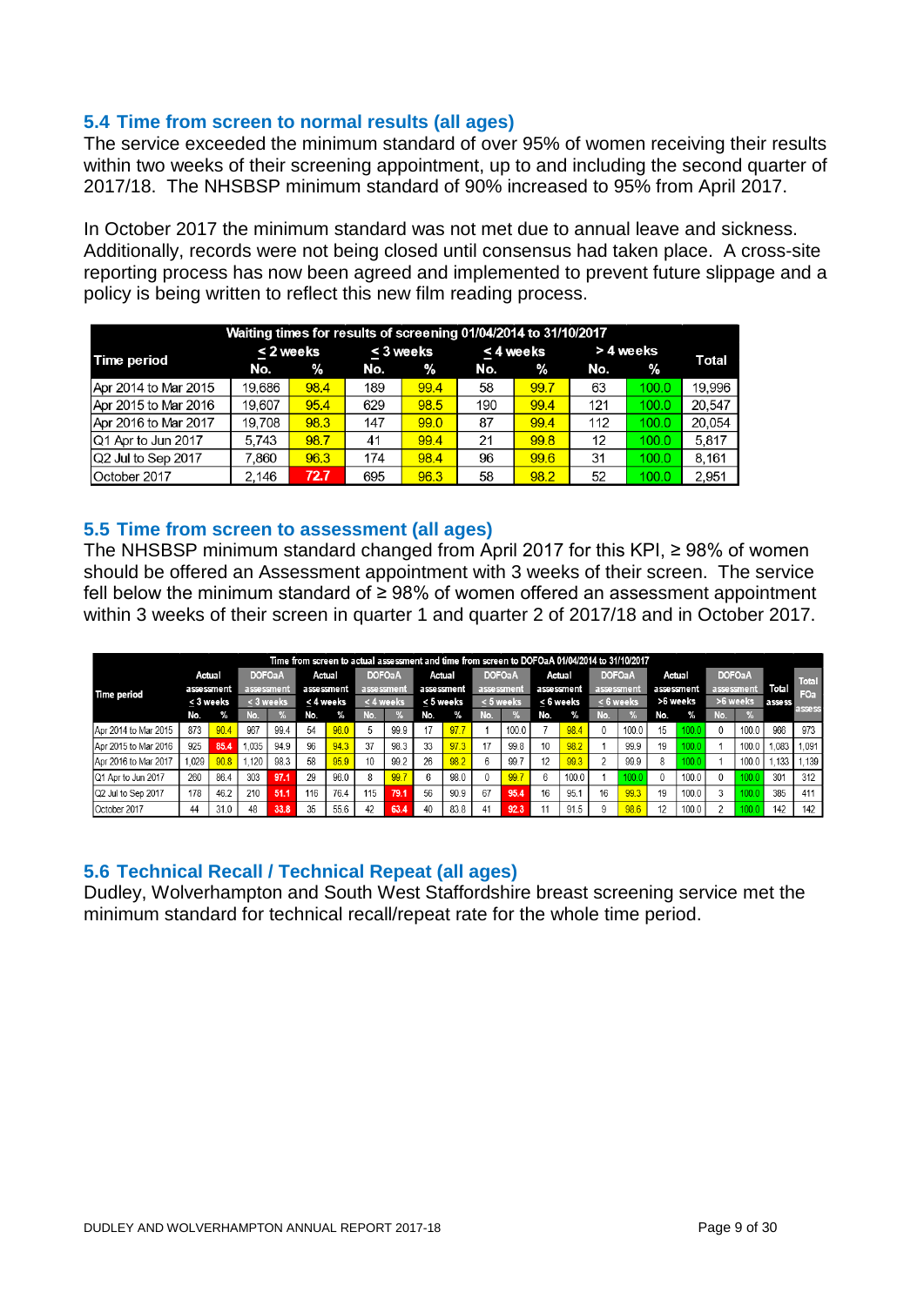## 5.4 Time from screen to normal results (all ages)

The service exceeded the minimum standard of over 95% of women receiving their results within two weeks of their screening appointment, up to and including the second quarter of 2017/18. The NHSBSP minimum standard of 90% increased to 95% from April 2017.

In October 2017 the minimum standard was not met due to annual leave and sickness. Additionally, records were not being closed until consensus had taken place. A cross-site reporting process has now been agreed and implemented to prevent future slippage and a policy is being written to reflect this new film reading process.

| Waiting times for results of screening 01/04/2014 to 31/10/2017 | | | | | | | | | |
|---|---|---|---|---|---|---|---|---|---|
| Time period | ≤ 2 weeks | | ≤ 3 weeks | | ≤ 4 weeks | | > 4 weeks | | Total |
| | No. | % | No. | % | No. | % | No. | % | |
| Apr 2014 to Mar 2015 | 19,686 | 98.4 | 189 | 99.4 | 58 | 99.7 | 63 | 100.0 | 19,996 |
| Apr 2015 to Mar 2016 | 19,607 | 95.4 | 629 | 98.5 | 190 | 99.4 | 121 | 100.0 | 20,547 |
| Apr 2016 to Mar 2017 | 19,708 | 98.3 | 147 | 99.0 | 87 | 99.4 | 112 | 100.0 | 20,054 |
| Q1 Apr to Jun 2017 | 5,743 | 98.7 | 41 | 99.4 | 21 | 99.8 | 12 | 100.0 | 5,817 |
| Q2 Jul to Sep 2017 | 7,860 | 96.3 | 174 | 98.4 | 96 | 99.6 | 31 | 100.0 | 8,161 |
| October 2017 | 2,146 | 72.7 | 695 | 96.3 | 58 | 98.2 | 52 | 100.0 | 2,951 |

## 5.5 Time from screen to assessment (all ages)

The NHSBSP minimum standard changed from April 2017 for this KPI, ≥ 98% of women should be offered an Assessment appointment with 3 weeks of their screen. The service fell below the minimum standard of ≥ 98% of women offered an assessment appointment within 3 weeks of their screen in quarter 1 and quarter 2 of 2017/18 and in October 2017.

| Time from screen to actual assessment and time from screen to DOFOaA 01/04/2014 to 31/10/2017 | | | | | | | | | | | | | | | | | | | | | | |
|---|---|---|---|---|---|---|---|---|---|---|---|---|---|---|---|---|---|---|---|---|---|---|
| Time period | Actual assessment ≤ 3 weeks | | DOFOaA assessment ≤ 3 weeks | | Actual assessment ≤ 4 weeks | | DOFOaA assessment ≤ 4 weeks | | Actual assessment ≤ 5 weeks | | DOFOaA assessment ≤ 5 weeks | | Actual assessment ≤ 6 weeks | | DOFOaA assessment ≤ 6 weeks | | Actual assessment >6 weeks | | DOFOaA assessment >6 weeks | | Total assess | Total FOa assess |
| | No. | % | No. | % | No. | % | No. | % | No. | % | No. | % | No. | % | No. | % | No. | % | No. | % | | |
| Apr 2014 to Mar 2015 | 873 | 90.4 | 967 | 99.4 | 54 | 96.0 | 5 | 99.9 | 17 | 97.7 | 1 | 100.0 | 7 | 98.4 | 0 | 100.0 | 15 | 100.0 | 0 | 100.0 | 966 | 973 |
| Apr 2015 to Mar 2016 | 925 | 85.4 | 1,035 | 94.9 | 96 | 94.3 | 37 | 98.3 | 33 | 97.3 | 17 | 99.8 | 10 | 98.2 | 1 | 99.9 | 19 | 100.0 | 1 | 100.0 | 1,083 | 1,091 |
| Apr 2016 to Mar 2017 | 1,029 | 90.8 | 1,120 | 98.3 | 58 | 95.9 | 10 | 99.2 | 26 | 98.2 | 6 | 99.7 | 12 | 99.3 | 2 | 99.9 | 8 | 100.0 | 1 | 100.0 | 1,133 | 1,139 |
| Q1 Apr to Jun 2017 | 260 | 86.4 | 303 | 97.1 | 29 | 96.0 | 8 | 99.7 | 6 | 98.0 | 0 | 99.7 | 6 | 100.0 | 1 | 100.0 | 0 | 100.0 | 0 | 100.0 | 301 | 312 |
| Q2 Jul to Sep 2017 | 178 | 46.2 | 210 | 51.1 | 116 | 76.4 | 115 | 79.1 | 56 | 90.9 | 67 | 95.4 | 16 | 95.1 | 16 | 99.3 | 19 | 100.0 | 3 | 100.0 | 385 | 411 |
| October 2017 | 44 | 31.0 | 48 | 33.8 | 35 | 55.6 | 42 | 63.4 | 40 | 83.8 | 41 | 92.3 | 11 | 91.5 | 9 | 98.6 | 12 | 100.0 | 2 | 100.0 | 142 | 142 |

## 5.6 Technical Recall / Technical Repeat (all ages)

Dudley, Wolverhampton and South West Staffordshire breast screening service met the minimum standard for technical recall/repeat rate for the whole time period.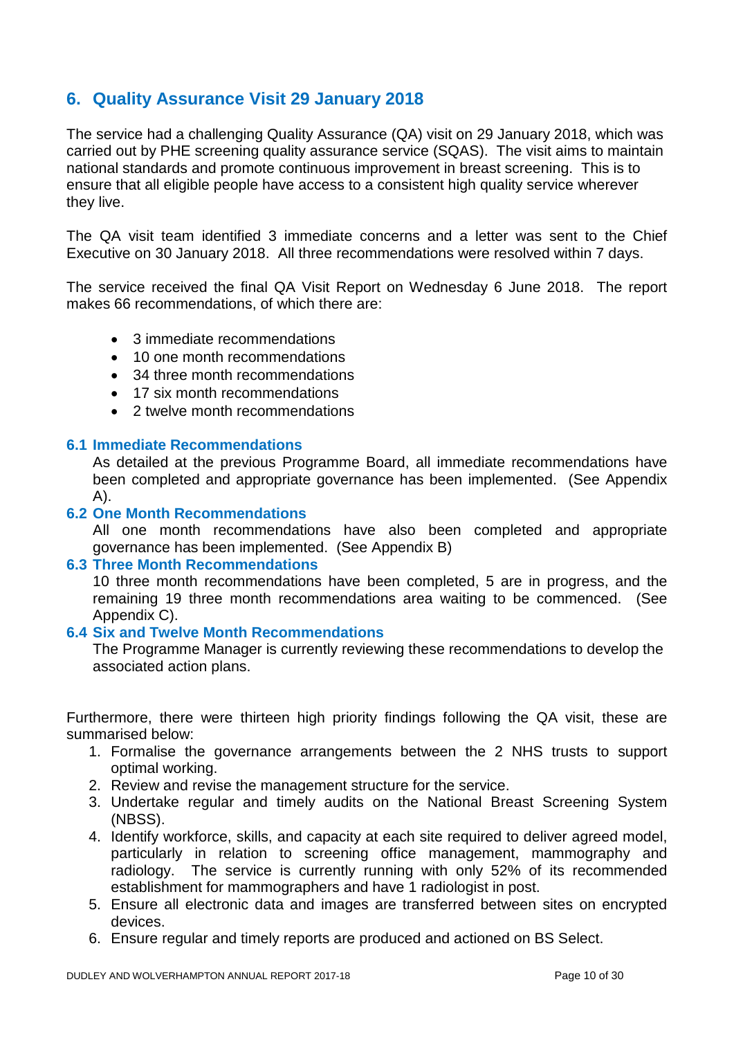## 6. Quality Assurance Visit 29 January 2018

The service had a challenging Quality Assurance (QA) visit on 29 January 2018, which was carried out by PHE screening quality assurance service (SQAS). The visit aims to maintain national standards and promote continuous improvement in breast screening. This is to ensure that all eligible people have access to a consistent high quality service wherever they live.

The QA visit team identified 3 immediate concerns and a letter was sent to the Chief Executive on 30 January 2018. All three recommendations were resolved within 7 days.

The service received the final QA Visit Report on Wednesday 6 June 2018. The report makes 66 recommendations, of which there are:

- 3 immediate recommendations
- 10 one month recommendations
- 34 three month recommendations
- 17 six month recommendations
- 2 twelve month recommendations

### 6.1 Immediate Recommendations

As detailed at the previous Programme Board, all immediate recommendations have been completed and appropriate governance has been implemented. (See Appendix A).

### 6.2 One Month Recommendations

All one month recommendations have also been completed and appropriate governance has been implemented. (See Appendix B)

### 6.3 Three Month Recommendations

10 three month recommendations have been completed, 5 are in progress, and the remaining 19 three month recommendations area waiting to be commenced. (See Appendix C).

### 6.4 Six and Twelve Month Recommendations

The Programme Manager is currently reviewing these recommendations to develop the associated action plans.

Furthermore, there were thirteen high priority findings following the QA visit, these are summarised below:

1. Formalise the governance arrangements between the 2 NHS trusts to support optimal working.
2. Review and revise the management structure for the service.
3. Undertake regular and timely audits on the National Breast Screening System (NBSS).
4. Identify workforce, skills, and capacity at each site required to deliver agreed model, particularly in relation to screening office management, mammography and radiology. The service is currently running with only 52% of its recommended establishment for mammographers and have 1 radiologist in post.
5. Ensure all electronic data and images are transferred between sites on encrypted devices.
6. Ensure regular and timely reports are produced and actioned on BS Select.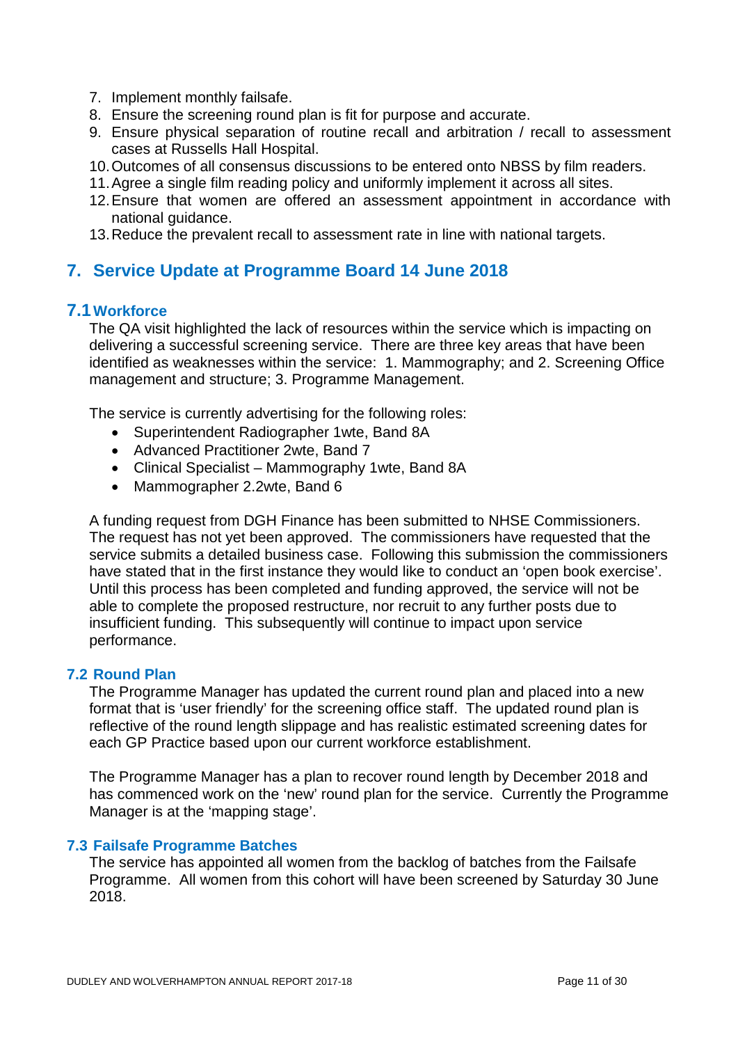7. Implement monthly failsafe.
8. Ensure the screening round plan is fit for purpose and accurate.
9. Ensure physical separation of routine recall and arbitration / recall to assessment cases at Russells Hall Hospital.
10. Outcomes of all consensus discussions to be entered onto NBSS by film readers.
11. Agree a single film reading policy and uniformly implement it across all sites.
12. Ensure that women are offered an assessment appointment in accordance with national guidance.
13. Reduce the prevalent recall to assessment rate in line with national targets.

## 7. Service Update at Programme Board 14 June 2018

### 7.1 Workforce

The QA visit highlighted the lack of resources within the service which is impacting on delivering a successful screening service. There are three key areas that have been identified as weaknesses within the service: 1. Mammography; and 2. Screening Office management and structure; 3. Programme Management.

The service is currently advertising for the following roles:

- Superintendent Radiographer 1wte, Band 8A
- Advanced Practitioner 2wte, Band 7
- Clinical Specialist – Mammography 1wte, Band 8A
- Mammographer 2.2wte, Band 6

A funding request from DGH Finance has been submitted to NHSE Commissioners. The request has not yet been approved. The commissioners have requested that the service submits a detailed business case. Following this submission the commissioners have stated that in the first instance they would like to conduct an 'open book exercise'. Until this process has been completed and funding approved, the service will not be able to complete the proposed restructure, nor recruit to any further posts due to insufficient funding. This subsequently will continue to impact upon service performance.

### 7.2 Round Plan

The Programme Manager has updated the current round plan and placed into a new format that is 'user friendly' for the screening office staff. The updated round plan is reflective of the round length slippage and has realistic estimated screening dates for each GP Practice based upon our current workforce establishment.

The Programme Manager has a plan to recover round length by December 2018 and has commenced work on the 'new' round plan for the service. Currently the Programme Manager is at the 'mapping stage'.

### 7.3 Failsafe Programme Batches

The service has appointed all women from the backlog of batches from the Failsafe Programme. All women from this cohort will have been screened by Saturday 30 June 2018.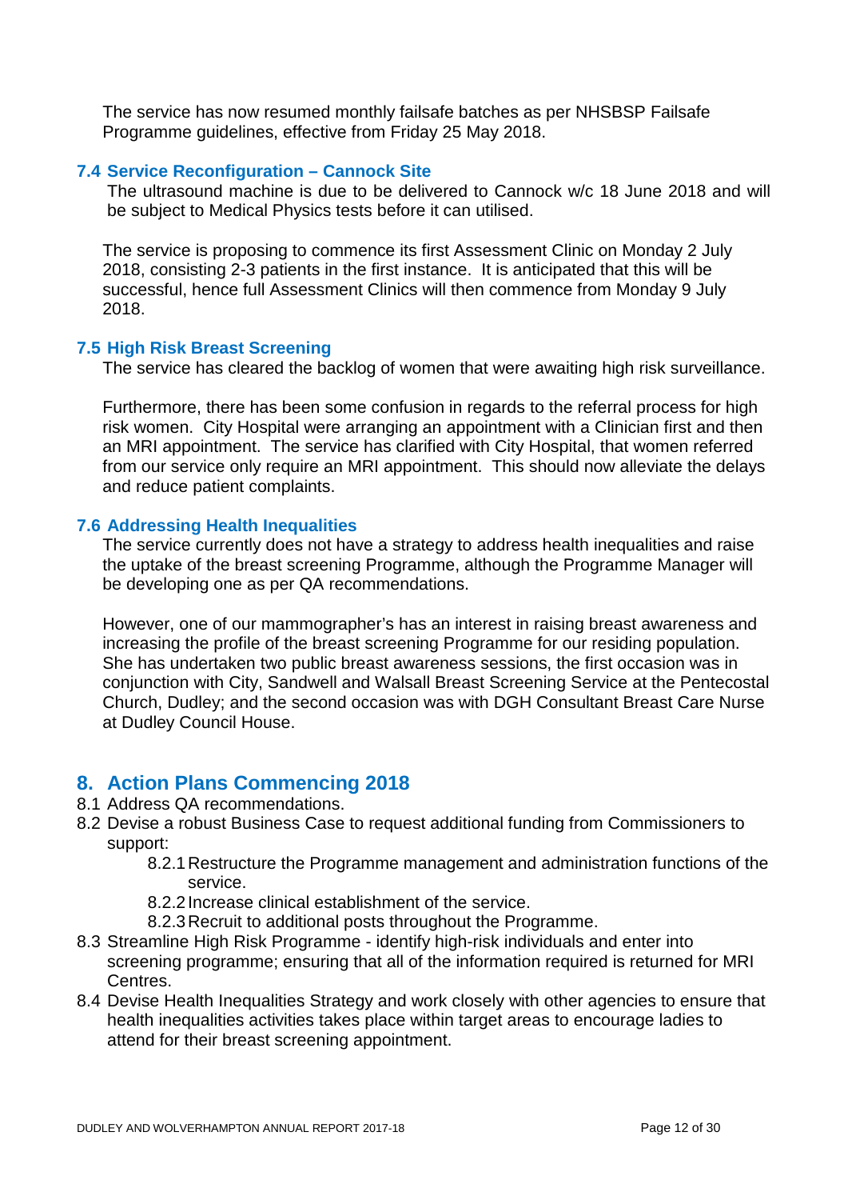The service has now resumed monthly failsafe batches as per NHSBSP Failsafe Programme guidelines, effective from Friday 25 May 2018.

### 7.4 Service Reconfiguration – Cannock Site

The ultrasound machine is due to be delivered to Cannock w/c 18 June 2018 and will be subject to Medical Physics tests before it can utilised.

The service is proposing to commence its first Assessment Clinic on Monday 2 July 2018, consisting 2-3 patients in the first instance. It is anticipated that this will be successful, hence full Assessment Clinics will then commence from Monday 9 July 2018.

### 7.5 High Risk Breast Screening

The service has cleared the backlog of women that were awaiting high risk surveillance.

Furthermore, there has been some confusion in regards to the referral process for high risk women. City Hospital were arranging an appointment with a Clinician first and then an MRI appointment. The service has clarified with City Hospital, that women referred from our service only require an MRI appointment. This should now alleviate the delays and reduce patient complaints.

### 7.6 Addressing Health Inequalities

The service currently does not have a strategy to address health inequalities and raise the uptake of the breast screening Programme, although the Programme Manager will be developing one as per QA recommendations.

However, one of our mammographer's has an interest in raising breast awareness and increasing the profile of the breast screening Programme for our residing population. She has undertaken two public breast awareness sessions, the first occasion was in conjunction with City, Sandwell and Walsall Breast Screening Service at the Pentecostal Church, Dudley; and the second occasion was with DGH Consultant Breast Care Nurse at Dudley Council House.

## 8. Action Plans Commencing 2018

8.1 Address QA recommendations.

8.2 Devise a robust Business Case to request additional funding from Commissioners to support:

- 8.2.1 Restructure the Programme management and administration functions of the service.
- 8.2.2 Increase clinical establishment of the service.
- 8.2.3 Recruit to additional posts throughout the Programme.

8.3 Streamline High Risk Programme - identify high-risk individuals and enter into screening programme; ensuring that all of the information required is returned for MRI Centres.

8.4 Devise Health Inequalities Strategy and work closely with other agencies to ensure that health inequalities activities takes place within target areas to encourage ladies to attend for their breast screening appointment.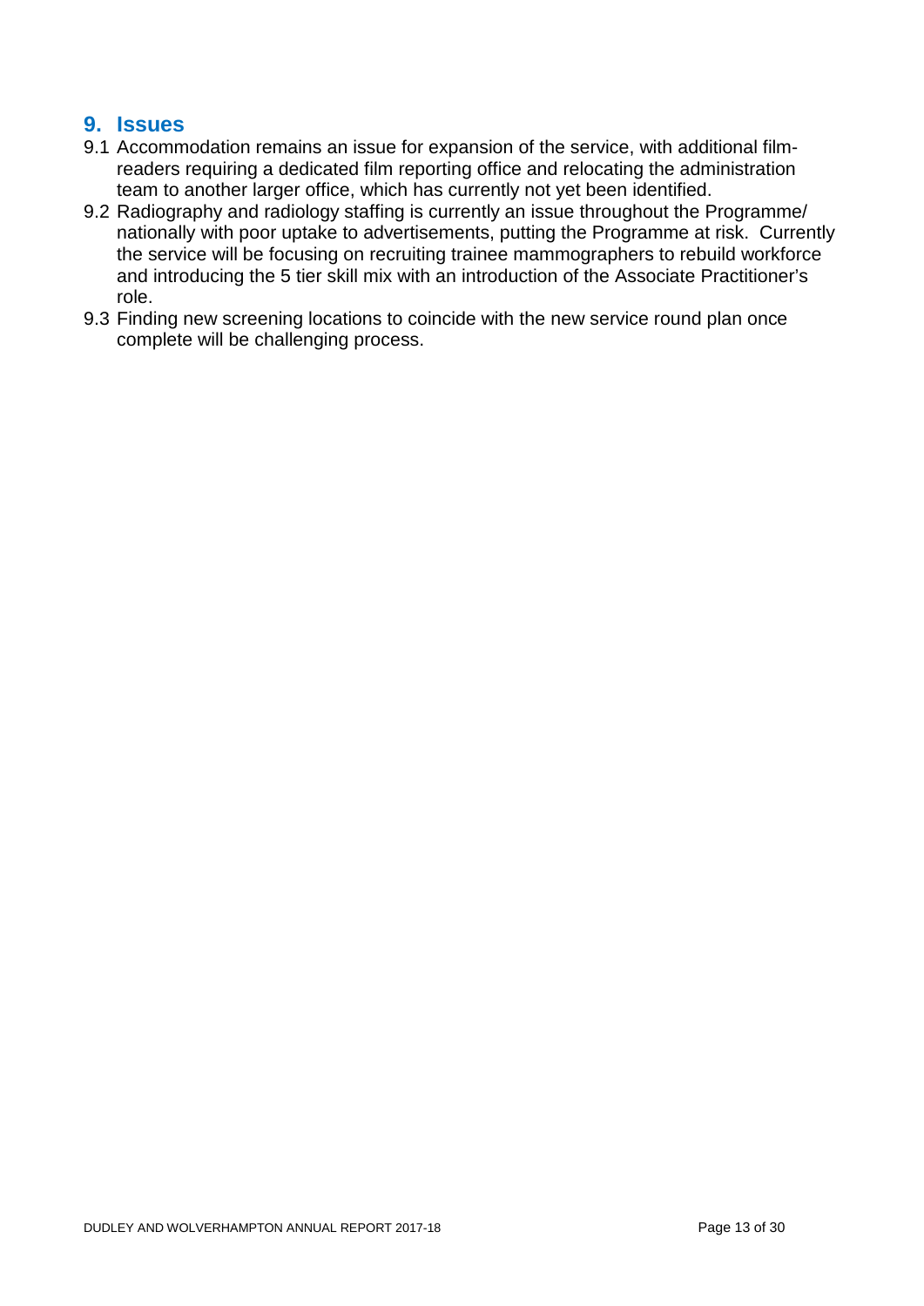## 9. Issues

9.1 Accommodation remains an issue for expansion of the service, with additional film-readers requiring a dedicated film reporting office and relocating the administration team to another larger office, which has currently not yet been identified.

9.2 Radiography and radiology staffing is currently an issue throughout the Programme/ nationally with poor uptake to advertisements, putting the Programme at risk. Currently the service will be focusing on recruiting trainee mammographers to rebuild workforce and introducing the 5 tier skill mix with an introduction of the Associate Practitioner's role.

9.3 Finding new screening locations to coincide with the new service round plan once complete will be challenging process.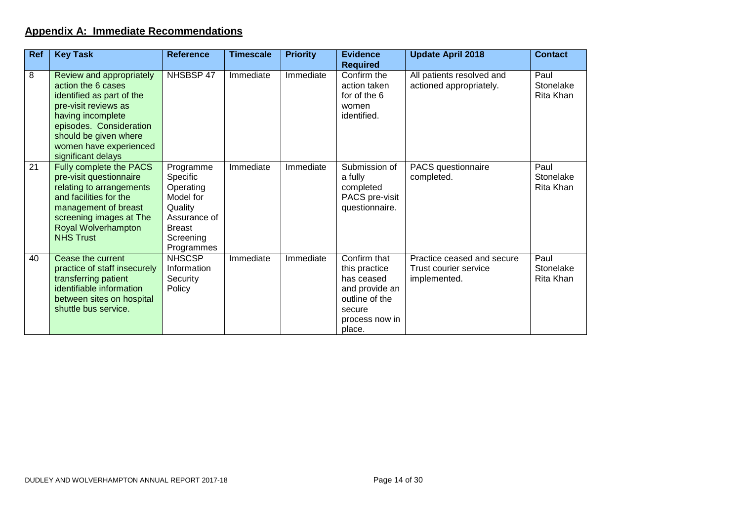## **Appendix A: Immediate Recommendations**

| Ref | Key Task | Reference | Timescale | Priority | Evidence Required | Update April 2018 | Contact |
|---|---|---|---|---|---|---|---|
| 8 | Review and appropriately action the 6 cases identified as part of the pre-visit reviews as having incomplete episodes. Consideration should be given where women have experienced significant delays | NHSBSP 47 | Immediate | Immediate | Confirm the action taken for of the 6 women identified. | All patients resolved and actioned appropriately. | Paul Stonelake Rita Khan |
| 21 | Fully complete the PACS pre-visit questionnaire relating to arrangements and facilities for the management of breast screening images at The Royal Wolverhampton NHS Trust | Programme Specific Operating Model for Quality Assurance of Breast Screening Programmes | Immediate | Immediate | Submission of a fully completed PACS pre-visit questionnaire. | PACS questionnaire completed. | Paul Stonelake Rita Khan |
| 40 | Cease the current practice of staff insecurely transferring patient identifiable information between sites on hospital shuttle bus service. | NHSCSP Information Security Policy | Immediate | Immediate | Confirm that this practice has ceased and provide an outline of the secure process now in place. | Practice ceased and secure Trust courier service implemented. | Paul Stonelake Rita Khan |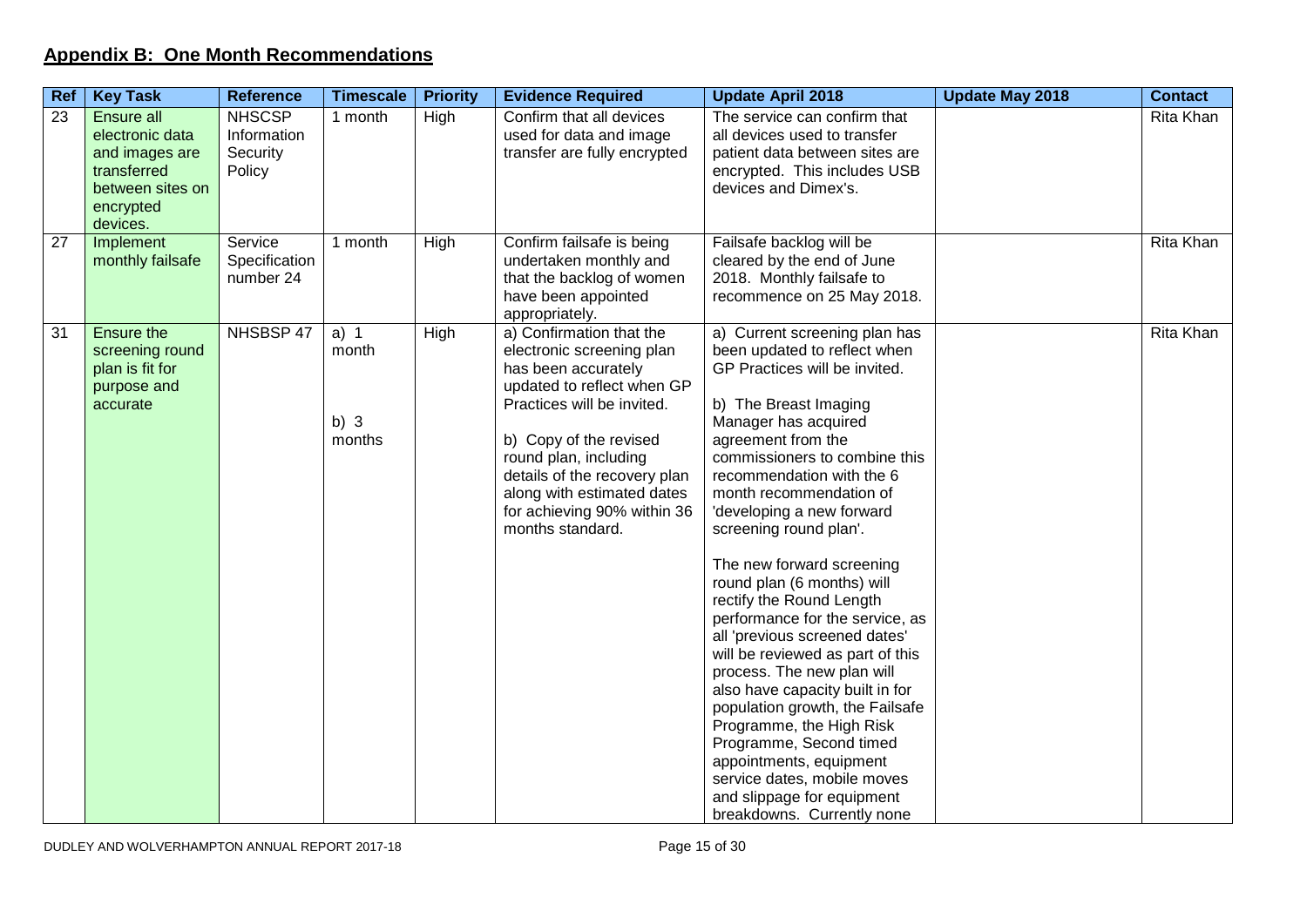## Appendix B: One Month Recommendations

| Ref | Key Task | Reference | Timescale | Priority | Evidence Required | Update April 2018 | Update May 2018 | Contact |
|---|---|---|---|---|---|---|---|---|
| 23 | Ensure all electronic data and images are transferred between sites on encrypted devices. | NHSCSP Information Security Policy | 1 month | High | Confirm that all devices used for data and image transfer are fully encrypted | The service can confirm that all devices used to transfer patient data between sites are encrypted. This includes USB devices and Dimex's. | | Rita Khan |
| 27 | Implement monthly failsafe | Service Specification number 24 | 1 month | High | Confirm failsafe is being undertaken monthly and that the backlog of women have been appointed appropriately. | Failsafe backlog will be cleared by the end of June 2018. Monthly failsafe to recommence on 25 May 2018. | | Rita Khan |
| 31 | Ensure the screening round plan is fit for purpose and accurate | NHSBSP 47 | a) 1 month<br><br>b) 3 months | High | a) Confirmation that the electronic screening plan has been accurately updated to reflect when GP Practices will be invited.<br><br>b) Copy of the revised round plan, including details of the recovery plan along with estimated dates for achieving 90% within 36 months standard. | a) Current screening plan has been updated to reflect when GP Practices will be invited.<br><br>b) The Breast Imaging Manager has acquired agreement from the commissioners to combine this recommendation with the 6 month recommendation of 'developing a new forward screening round plan'.<br><br>The new forward screening round plan (6 months) will rectify the Round Length performance for the service, as all 'previous screened dates' will be reviewed as part of this process. The new plan will also have capacity built in for population growth, the Failsafe Programme, the High Risk Programme, Second timed appointments, equipment service dates, mobile moves and slippage for equipment breakdowns. Currently none | | Rita Khan |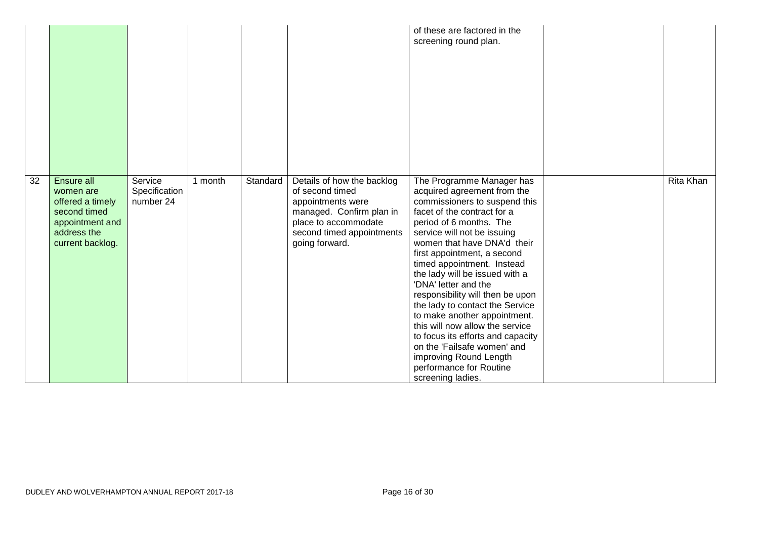| | | | | | | | | |
|---|---|---|---|---|---|---|---|---|
| | | | | | | of these are factored in the screening round plan. | | |
| 32 | Ensure all women are offered a timely second timed appointment and address the current backlog. | Service Specification number 24 | 1 month | Standard | Details of how the backlog of second timed appointments were managed. Confirm plan in place to accommodate second timed appointments going forward. | The Programme Manager has acquired agreement from the commissioners to suspend this facet of the contract for a period of 6 months. The service will not be issuing women that have DNA'd their first appointment, a second timed appointment. Instead the lady will be issued with a 'DNA' letter and the responsibility will then be upon the lady to contact the Service to make another appointment. this will now allow the service to focus its efforts and capacity on the 'Failsafe women' and improving Round Length performance for Routine screening ladies. | | Rita Khan |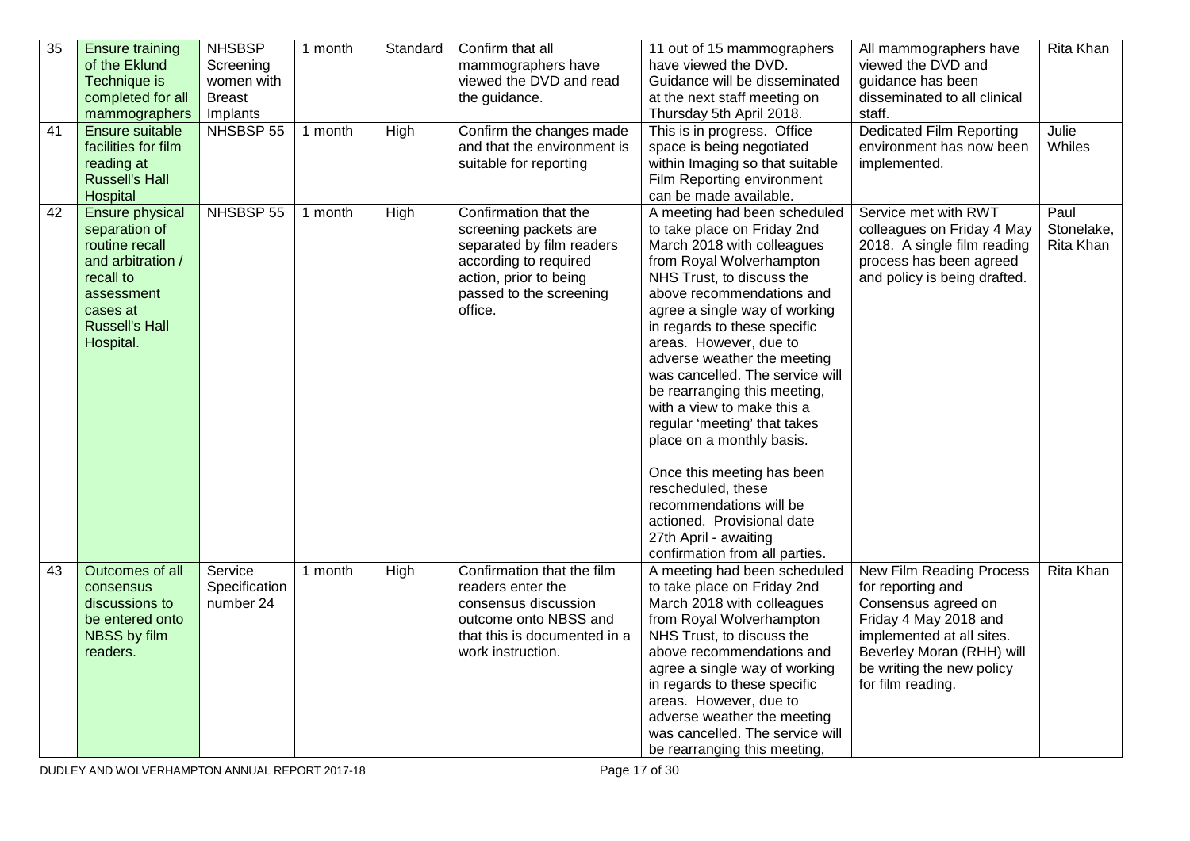| 35 | Ensure training of the Eklund Technique is completed for all mammographers | NHSBSP Screening women with Breast Implants | 1 month | Standard | Confirm that all mammographers have viewed the DVD and read the guidance. | 11 out of 15 mammographers have viewed the DVD. Guidance will be disseminated at the next staff meeting on Thursday 5th April 2018. | All mammographers have viewed the DVD and guidance has been disseminated to all clinical staff. | Rita Khan |
|---|---|---|---|---|---|---|---|---|
| 41 | Ensure suitable facilities for film reading at Russell's Hall Hospital | NHSBSP 55 | 1 month | High | Confirm the changes made and that the environment is suitable for reporting | This is in progress. Office space is being negotiated within Imaging so that suitable Film Reporting environment can be made available. | Dedicated Film Reporting environment has now been implemented. | Julie Whiles |
| 42 | Ensure physical separation of routine recall and arbitration / recall to assessment cases at Russell's Hall Hospital. | NHSBSP 55 | 1 month | High | Confirmation that the screening packets are separated by film readers according to required action, prior to being passed to the screening office. | A meeting had been scheduled to take place on Friday 2nd March 2018 with colleagues from Royal Wolverhampton NHS Trust, to discuss the above recommendations and agree a single way of working in regards to these specific areas. However, due to adverse weather the meeting was cancelled. The service will be rearranging this meeting, with a view to make this a regular 'meeting' that takes place on a monthly basis.<br><br>Once this meeting has been rescheduled, these recommendations will be actioned. Provisional date 27th April - awaiting confirmation from all parties. | Service met with RWT colleagues on Friday 4 May 2018. A single film reading process has been agreed and policy is being drafted. | Paul Stonelake, Rita Khan |
| 43 | Outcomes of all consensus discussions to be entered onto NBSS by film readers. | Service Specification number 24 | 1 month | High | Confirmation that the film readers enter the consensus discussion outcome onto NBSS and that this is documented in a work instruction. | A meeting had been scheduled to take place on Friday 2nd March 2018 with colleagues from Royal Wolverhampton NHS Trust, to discuss the above recommendations and agree a single way of working in regards to these specific areas. However, due to adverse weather the meeting was cancelled. The service will be rearranging this meeting, | New Film Reading Process for reporting and Consensus agreed on Friday 4 May 2018 and implemented at all sites. Beverley Moran (RHH) will be writing the new policy for film reading. | Rita Khan |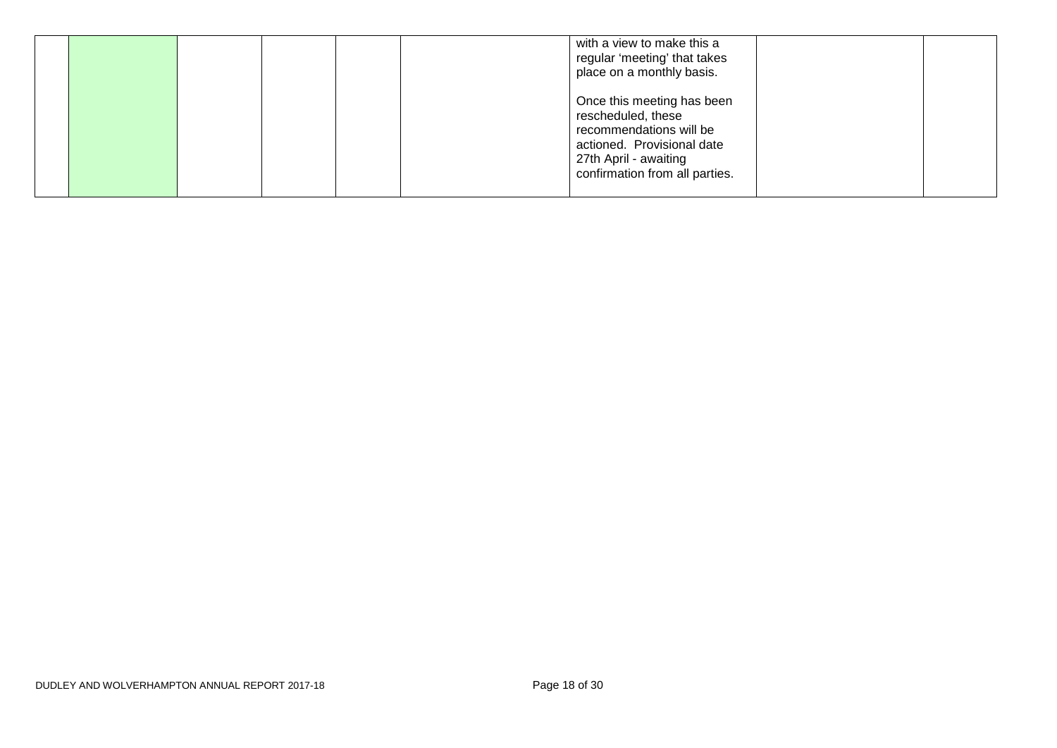| | | | | | | | | |
|---|---|---|---|---|---|---|---|---|
| | | | | | | with a view to make this a regular 'meeting' that takes place on a monthly basis.<br><br>Once this meeting has been rescheduled, these recommendations will be actioned. Provisional date 27th April - awaiting confirmation from all parties. | | |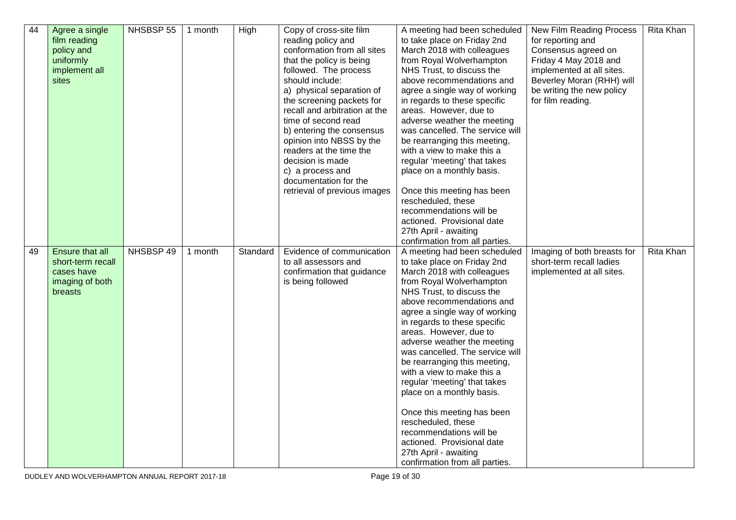| 44 | Agree a single film reading policy and uniformly implement all sites | NHSBSP 55 | 1 month | High | Copy of cross-site film reading policy and conformation from all sites that the policy is being followed. The process should include:<br>a) physical separation of the screening packets for recall and arbitration at the time of second read<br>b) entering the consensus opinion into NBSS by the readers at the time the decision is made<br>c) a process and documentation for the retrieval of previous images | A meeting had been scheduled to take place on Friday 2nd March 2018 with colleagues from Royal Wolverhampton NHS Trust, to discuss the above recommendations and agree a single way of working in regards to these specific areas. However, due to adverse weather the meeting was cancelled. The service will be rearranging this meeting, with a view to make this a regular 'meeting' that takes place on a monthly basis.<br><br>Once this meeting has been rescheduled, these recommendations will be actioned. Provisional date 27th April - awaiting confirmation from all parties. | New Film Reading Process for reporting and Consensus agreed on Friday 4 May 2018 and implemented at all sites. Beverley Moran (RHH) will be writing the new policy for film reading. | Rita Khan |
|---|---|---|---|---|---|---|---|---|
| 49 | Ensure that all short-term recall cases have imaging of both breasts | NHSBSP 49 | 1 month | Standard | Evidence of communication to all assessors and confirmation that guidance is being followed | A meeting had been scheduled to take place on Friday 2nd March 2018 with colleagues from Royal Wolverhampton NHS Trust, to discuss the above recommendations and agree a single way of working in regards to these specific areas. However, due to adverse weather the meeting was cancelled. The service will be rearranging this meeting, with a view to make this a regular 'meeting' that takes place on a monthly basis.<br><br>Once this meeting has been rescheduled, these recommendations will be actioned. Provisional date 27th April - awaiting confirmation from all parties. | Imaging of both breasts for short-term recall ladies implemented at all sites. | Rita Khan |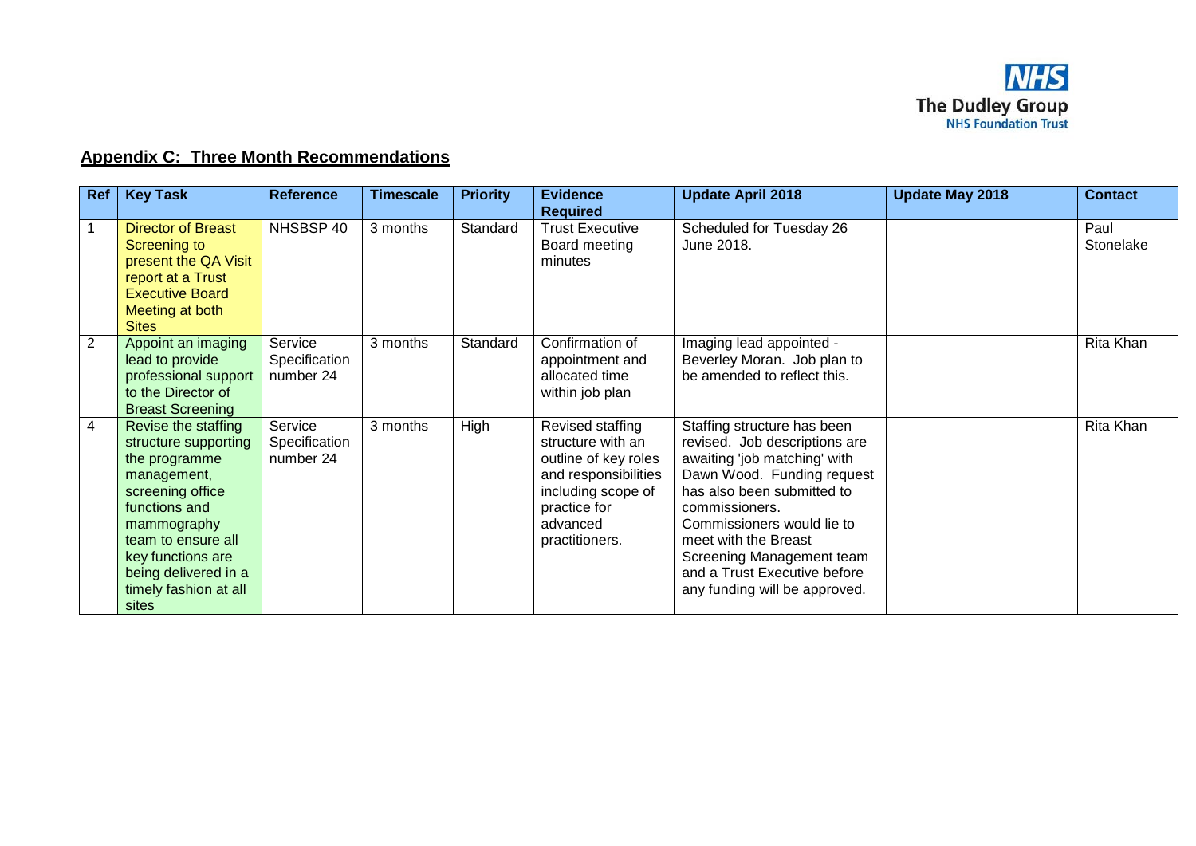## Appendix C: Three Month Recommendations

| Ref | Key Task | Reference | Timescale | Priority | Evidence Required | Update April 2018 | Update May 2018 | Contact |
|---|---|---|---|---|---|---|---|---|
| 1 | Director of Breast Screening to present the QA Visit report at a Trust Executive Board Meeting at both Sites | NHSBSP 40 | 3 months | Standard | Trust Executive Board meeting minutes | Scheduled for Tuesday 26 June 2018. | | Paul Stonelake |
| 2 | Appoint an imaging lead to provide professional support to the Director of Breast Screening | Service Specification number 24 | 3 months | Standard | Confirmation of appointment and allocated time within job plan | Imaging lead appointed - Beverley Moran. Job plan to be amended to reflect this. | | Rita Khan |
| 4 | Revise the staffing structure supporting the programme management, screening office functions and mammography team to ensure all key functions are being delivered in a timely fashion at all sites | Service Specification number 24 | 3 months | High | Revised staffing structure with an outline of key roles and responsibilities including scope of practice for advanced practitioners. | Staffing structure has been revised. Job descriptions are awaiting 'job matching' with Dawn Wood. Funding request has also been submitted to commissioners. Commissioners would lie to meet with the Breast Screening Management team and a Trust Executive before any funding will be approved. | | Rita Khan |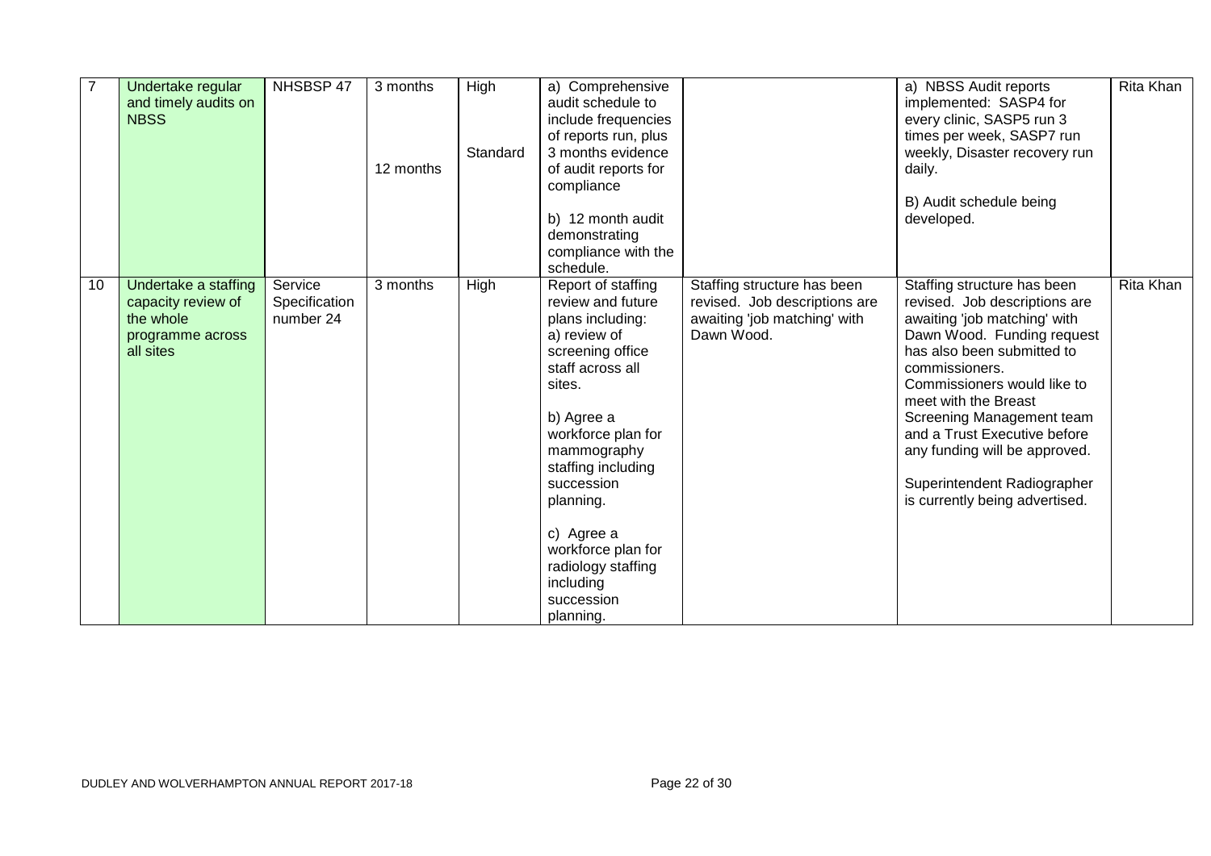| 7 | Undertake regular and timely audits on NBSS | NHSBSP 47 | 3 months<br><br>12 months | High<br><br>Standard | a) Comprehensive audit schedule to include frequencies of reports run, plus 3 months evidence of audit reports for compliance<br><br>b) 12 month audit demonstrating compliance with the schedule. | | a) NBSS Audit reports implemented: SASP4 for every clinic, SASP5 run 3 times per week, SASP7 run weekly, Disaster recovery run daily.<br><br>B) Audit schedule being developed. | Rita Khan |
|---|---|---|---|---|---|---|---|---|
| 10 | Undertake a staffing capacity review of the whole programme across all sites | Service Specification number 24 | 3 months | High | Report of staffing review and future plans including:<br>a) review of screening office staff across all sites.<br><br>b) Agree a workforce plan for mammography staffing including succession planning.<br><br>c) Agree a workforce plan for radiology staffing including succession planning. | Staffing structure has been revised. Job descriptions are awaiting 'job matching' with Dawn Wood. | Staffing structure has been revised. Job descriptions are awaiting 'job matching' with Dawn Wood. Funding request has also been submitted to commissioners. Commissioners would like to meet with the Breast Screening Management team and a Trust Executive before any funding will be approved.<br><br>Superintendent Radiographer is currently being advertised. | Rita Khan |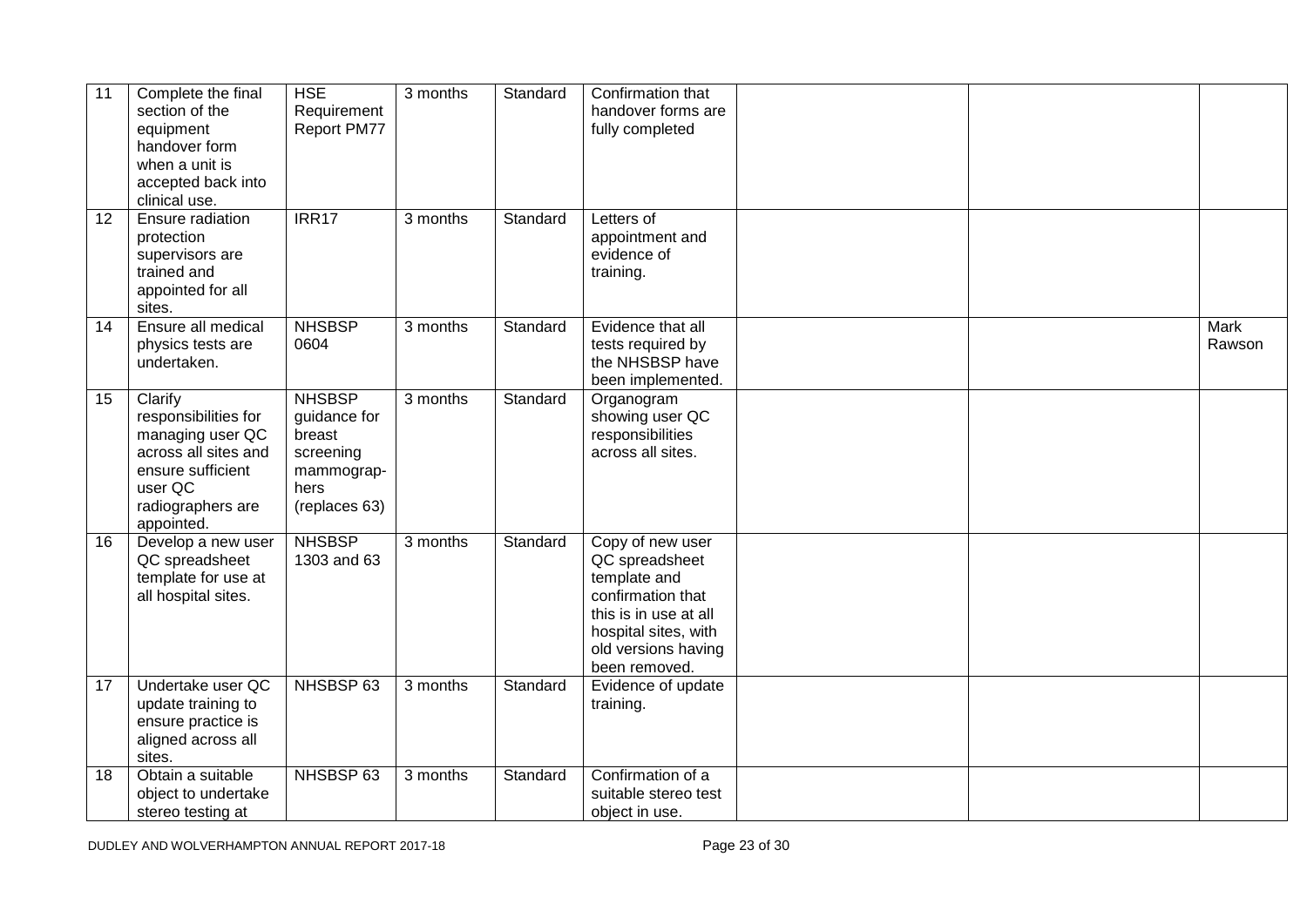| 11 | Complete the final section of the equipment handover form when a unit is accepted back into clinical use. | HSE Requirement Report PM77 | 3 months | Standard | Confirmation that handover forms are fully completed | | | |
|---|---|---|---|---|---|---|---|---|
| 12 | Ensure radiation protection supervisors are trained and appointed for all sites. | IRR17 | 3 months | Standard | Letters of appointment and evidence of training. | | | |
| 14 | Ensure all medical physics tests are undertaken. | NHSBSP 0604 | 3 months | Standard | Evidence that all tests required by the NHSBSP have been implemented. | | | Mark Rawson |
| 15 | Clarify responsibilities for managing user QC across all sites and ensure sufficient user QC radiographers are appointed. | NHSBSP guidance for breast screening mammographers (replaces 63) | 3 months | Standard | Organogram showing user QC responsibilities across all sites. | | | |
| 16 | Develop a new user QC spreadsheet template for use at all hospital sites. | NHSBSP 1303 and 63 | 3 months | Standard | Copy of new user QC spreadsheet template and confirmation that this is in use at all hospital sites, with old versions having been removed. | | | |
| 17 | Undertake user QC update training to ensure practice is aligned across all sites. | NHSBSP 63 | 3 months | Standard | Evidence of update training. | | | |
| 18 | Obtain a suitable object to undertake stereo testing at | NHSBSP 63 | 3 months | Standard | Confirmation of a suitable stereo test object in use. | | | |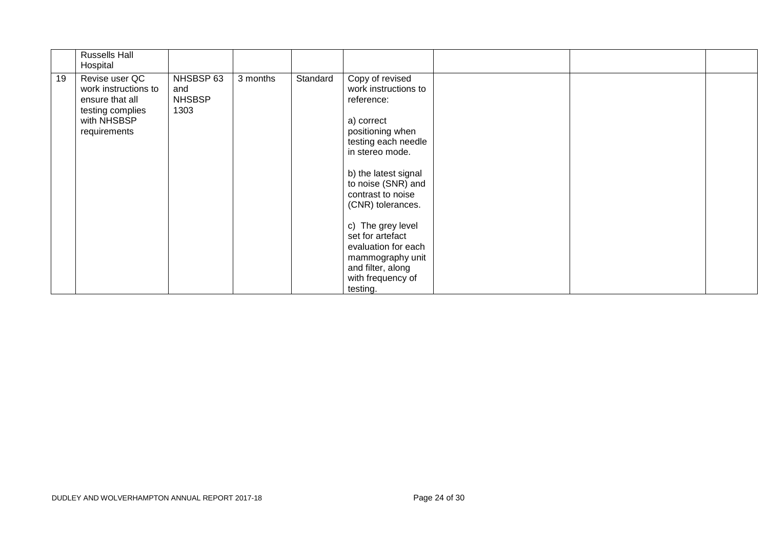| | | | | | | | | |
|---|---|---|---|---|---|---|---|---|
| | Russells Hall Hospital | | | | | | | |
| 19 | Revise user QC work instructions to ensure that all testing complies with NHSBSP requirements | NHSBSP 63 and NHSBSP 1303 | 3 months | Standard | Copy of revised work instructions to reference:<br><br>a) correct positioning when testing each needle in stereo mode.<br><br>b) the latest signal to noise (SNR) and contrast to noise (CNR) tolerances.<br><br>c) The grey level set for artefact evaluation for each mammography unit and filter, along with frequency of testing. | | | |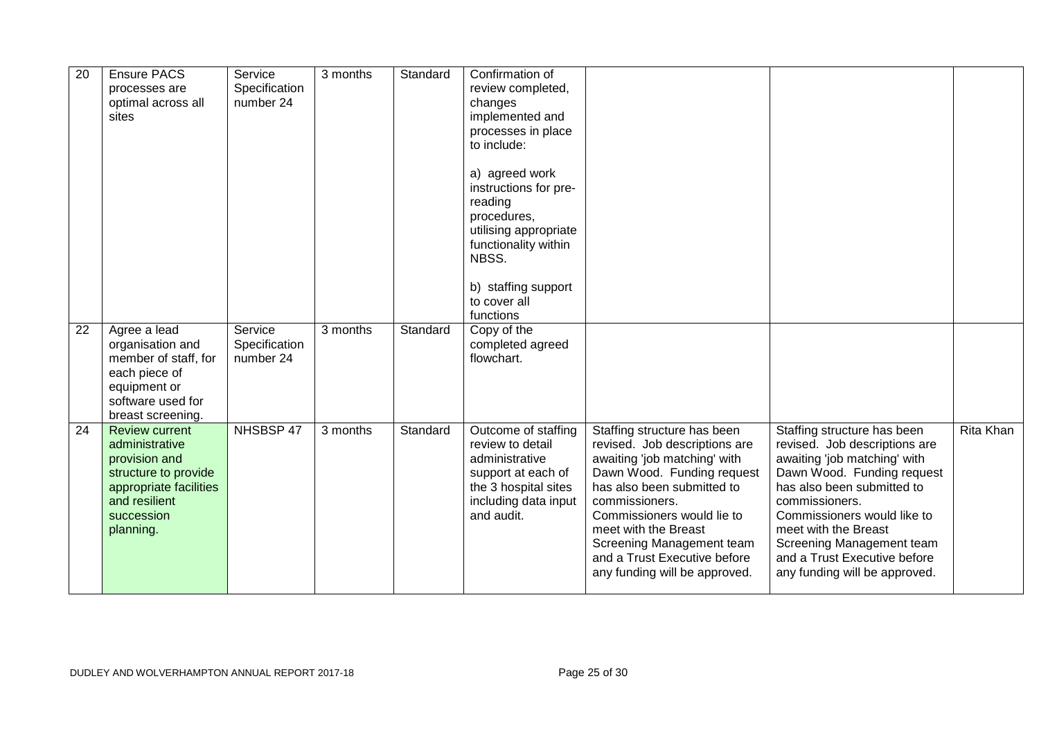| 20 | Ensure PACS processes are optimal across all sites | Service Specification number 24 | 3 months | Standard | Confirmation of review completed, changes implemented and processes in place to include:<br><br>a) agreed work instructions for pre-reading procedures, utilising appropriate functionality within NBSS.<br><br>b) staffing support to cover all functions | | | |
|---|---|---|---|---|---|---|---|---|
| 22 | Agree a lead organisation and member of staff, for each piece of equipment or software used for breast screening. | Service Specification number 24 | 3 months | Standard | Copy of the completed agreed flowchart. | | | |
| 24 | Review current administrative provision and structure to provide appropriate facilities and resilient succession planning. | NHSBSP 47 | 3 months | Standard | Outcome of staffing review to detail administrative support at each of the 3 hospital sites including data input and audit. | Staffing structure has been revised. Job descriptions are awaiting 'job matching' with Dawn Wood. Funding request has also been submitted to commissioners. Commissioners would lie to meet with the Breast Screening Management team and a Trust Executive before any funding will be approved. | Staffing structure has been revised. Job descriptions are awaiting 'job matching' with Dawn Wood. Funding request has also been submitted to commissioners. Commissioners would like to meet with the Breast Screening Management team and a Trust Executive before any funding will be approved. | Rita Khan |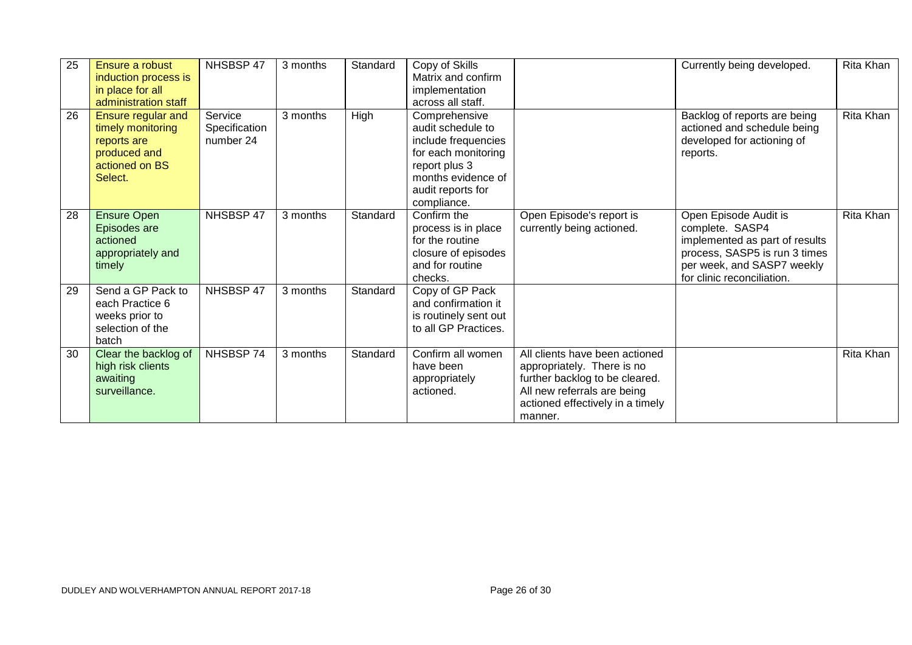| 25 | Ensure a robust induction process is in place for all administration staff | NHSBSP 47 | 3 months | Standard | Copy of Skills Matrix and confirm implementation across all staff. | | Currently being developed. | Rita Khan |
|---|---|---|---|---|---|---|---|---|
| 26 | Ensure regular and timely monitoring reports are produced and actioned on BS Select. | Service Specification number 24 | 3 months | High | Comprehensive audit schedule to include frequencies for each monitoring report plus 3 months evidence of audit reports for compliance. | | Backlog of reports are being actioned and schedule being developed for actioning of reports. | Rita Khan |
| 28 | Ensure Open Episodes are actioned appropriately and timely | NHSBSP 47 | 3 months | Standard | Confirm the process is in place for the routine closure of episodes and for routine checks. | Open Episode's report is currently being actioned. | Open Episode Audit is complete. SASP4 implemented as part of results process, SASP5 is run 3 times per week, and SASP7 weekly for clinic reconciliation. | Rita Khan |
| 29 | Send a GP Pack to each Practice 6 weeks prior to selection of the batch | NHSBSP 47 | 3 months | Standard | Copy of GP Pack and confirmation it is routinely sent out to all GP Practices. | | | |
| 30 | Clear the backlog of high risk clients awaiting surveillance. | NHSBSP 74 | 3 months | Standard | Confirm all women have been appropriately actioned. | All clients have been actioned appropriately. There is no further backlog to be cleared. All new referrals are being actioned effectively in a timely manner. | | Rita Khan |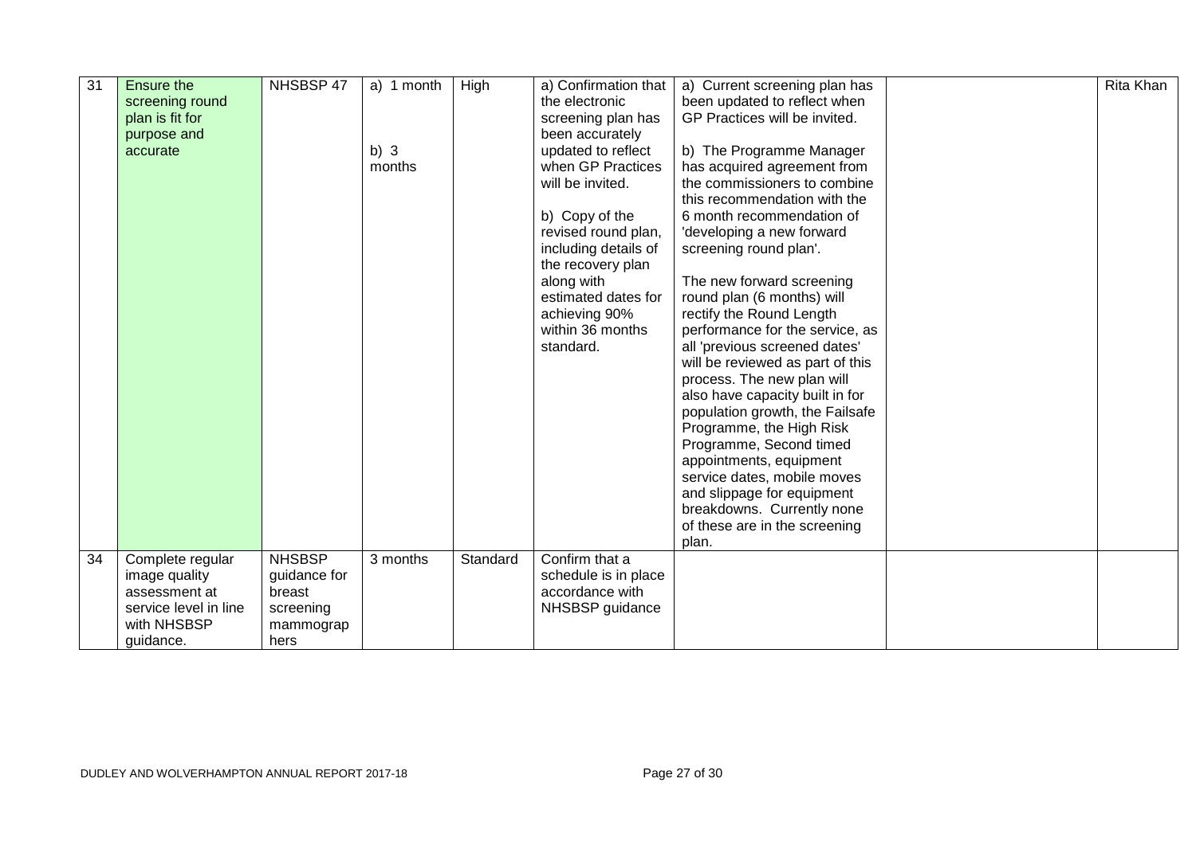| 31 | Ensure the screening round plan is fit for purpose and accurate | NHSBSP 47 | a) 1 month<br><br>b) 3 months | High | a) Confirmation that the electronic screening plan has been accurately updated to reflect when GP Practices will be invited.<br><br>b) Copy of the revised round plan, including details of the recovery plan along with estimated dates for achieving 90% within 36 months standard. | a) Current screening plan has been updated to reflect when GP Practices will be invited.<br><br>b) The Programme Manager has acquired agreement from the commissioners to combine this recommendation with the 6 month recommendation of 'developing a new forward screening round plan'.<br><br>The new forward screening round plan (6 months) will rectify the Round Length performance for the service, as all 'previous screened dates' will be reviewed as part of this process. The new plan will also have capacity built in for population growth, the Failsafe Programme, the High Risk Programme, Second timed appointments, equipment service dates, mobile moves and slippage for equipment breakdowns. Currently none of these are in the screening plan. | | Rita Khan |
|---|---|---|---|---|---|---|---|---|
| 34 | Complete regular image quality assessment at service level in line with NHSBSP guidance. | NHSBSP guidance for breast screening mammographers | 3 months | Standard | Confirm that a schedule is in place accordance with NHSBSP guidance | | | |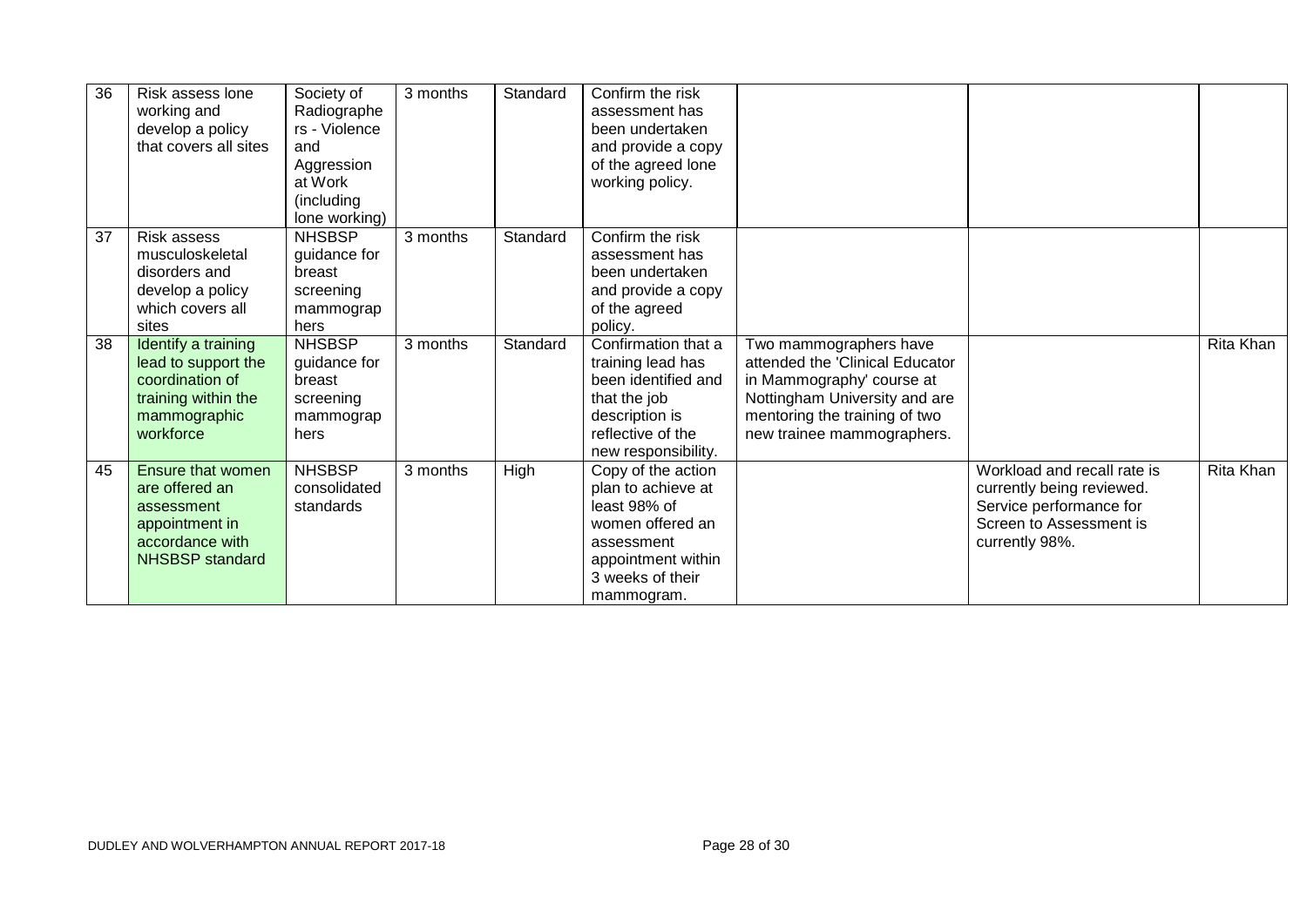| 36 | Risk assess lone working and develop a policy that covers all sites | Society of Radiographers - Violence and Aggression at Work (including lone working) | 3 months | Standard | Confirm the risk assessment has been undertaken and provide a copy of the agreed lone working policy. | | | |
|---|---|---|---|---|---|---|---|---|
| 37 | Risk assess musculoskeletal disorders and develop a policy which covers all sites | NHSBSP guidance for breast screening mammographers | 3 months | Standard | Confirm the risk assessment has been undertaken and provide a copy of the agreed policy. | | | |
| 38 | Identify a training lead to support the coordination of training within the mammographic workforce | NHSBSP guidance for breast screening mammographers | 3 months | Standard | Confirmation that a training lead has been identified and that the job description is reflective of the new responsibility. | Two mammographers have attended the 'Clinical Educator in Mammography' course at Nottingham University and are mentoring the training of two new trainee mammographers. | | Rita Khan |
| 45 | Ensure that women are offered an assessment appointment in accordance with NHSBSP standard | NHSBSP consolidated standards | 3 months | High | Copy of the action plan to achieve at least 98% of women offered an assessment appointment within 3 weeks of their mammogram. | | Workload and recall rate is currently being reviewed. Service performance for Screen to Assessment is currently 98%. | Rita Khan |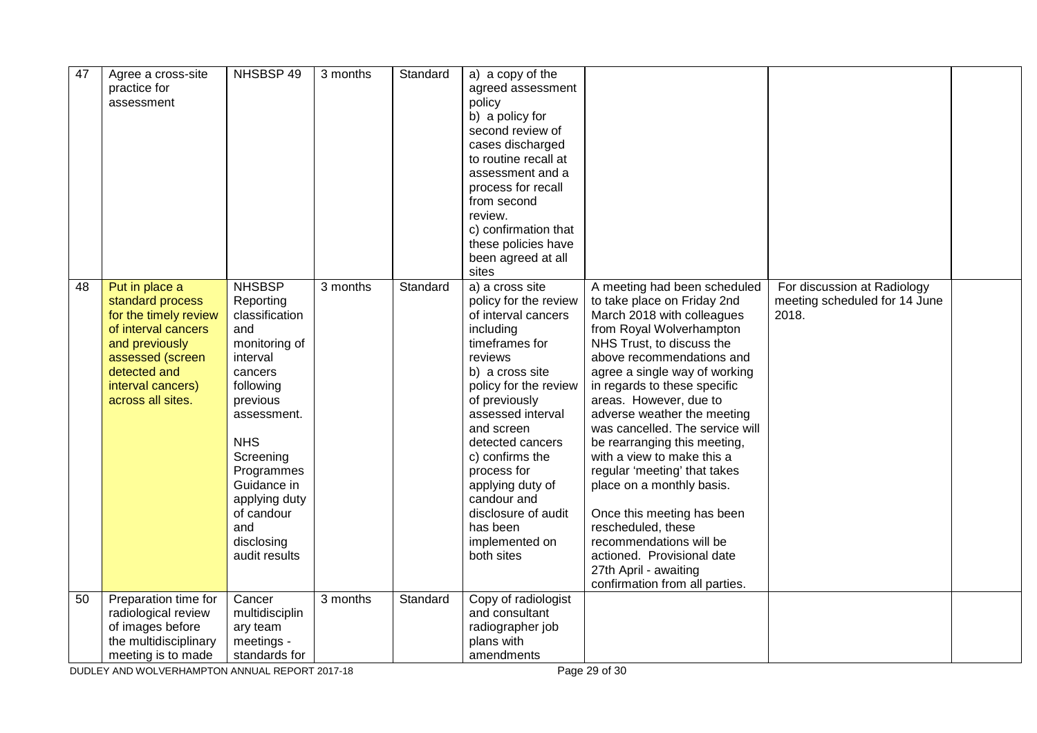| 47 | Agree a cross-site practice for assessment | NHSBSP 49 | 3 months | Standard | a) a copy of the agreed assessment policy<br>b) a policy for second review of cases discharged to routine recall at assessment and a process for recall from second review.<br>c) confirmation that these policies have been agreed at all sites | | | |
|---|---|---|---|---|---|---|---|---|
| 48 | Put in place a standard process for the timely review of interval cancers and previously assessed (screen detected and interval cancers) across all sites. | NHSBSP Reporting classification and monitoring of interval cancers following previous assessment.<br><br>NHS Screening Programmes Guidance in applying duty of candour and disclosing audit results | 3 months | Standard | a) a cross site policy for the review of interval cancers including timeframes for reviews<br>b) a cross site policy for the review of previously assessed interval and screen detected cancers<br>c) confirms the process for applying duty of candour and disclosure of audit has been implemented on both sites | A meeting had been scheduled to take place on Friday 2nd March 2018 with colleagues from Royal Wolverhampton NHS Trust, to discuss the above recommendations and agree a single way of working in regards to these specific areas. However, due to adverse weather the meeting was cancelled. The service will be rearranging this meeting, with a view to make this a regular 'meeting' that takes place on a monthly basis.<br><br>Once this meeting has been rescheduled, these recommendations will be actioned. Provisional date 27th April - awaiting confirmation from all parties. | For discussion at Radiology meeting scheduled for 14 June 2018. | |
| 50 | Preparation time for radiological review of images before the multidisciplinary meeting is to made | Cancer multidisciplinary team meetings - standards for | 3 months | Standard | Copy of radiologist and consultant radiographer job plans with amendments | | | |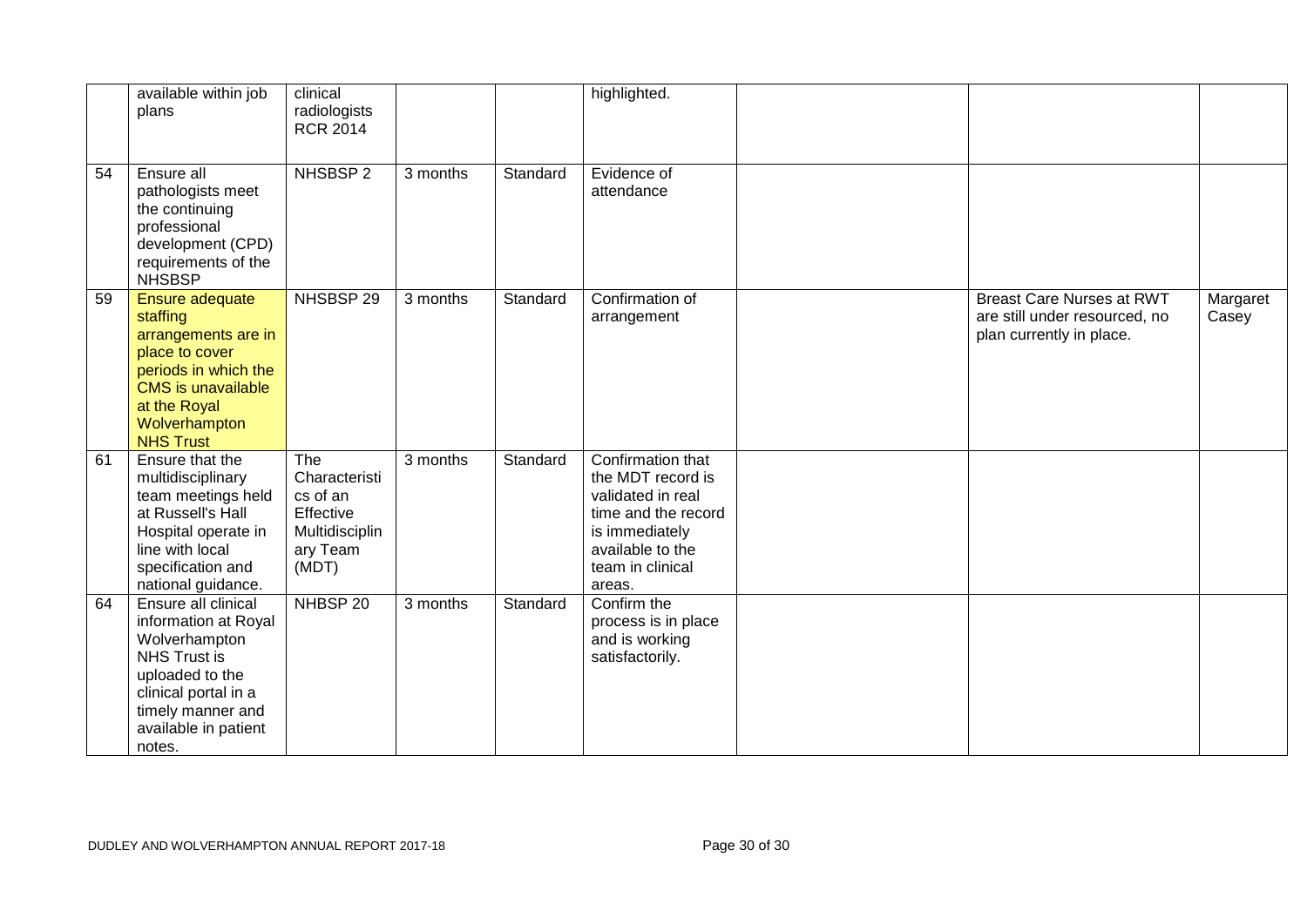| | | | | | | | | |
|---|---|---|---|---|---|---|---|---|
| | available within job plans | clinical radiologists RCR 2014 | | | highlighted. | | | |
| 54 | Ensure all pathologists meet the continuing professional development (CPD) requirements of the NHSBSP | NHSBSP 2 | 3 months | Standard | Evidence of attendance | | | |
| 59 | Ensure adequate staffing arrangements are in place to cover periods in which the CMS is unavailable at the Royal Wolverhampton NHS Trust | NHSBSP 29 | 3 months | Standard | Confirmation of arrangement | | Breast Care Nurses at RWT are still under resourced, no plan currently in place. | Margaret Casey |
| 61 | Ensure that the multidisciplinary team meetings held at Russell's Hall Hospital operate in line with local specification and national guidance. | The Characteristics of an Effective Multidisciplinary Team (MDT) | 3 months | Standard | Confirmation that the MDT record is validated in real time and the record is immediately available to the team in clinical areas. | | | |
| 64 | Ensure all clinical information at Royal Wolverhampton NHS Trust is uploaded to the clinical portal in a timely manner and available in patient notes. | NHBSP 20 | 3 months | Standard | Confirm the process is in place and is working satisfactorily. | | | |